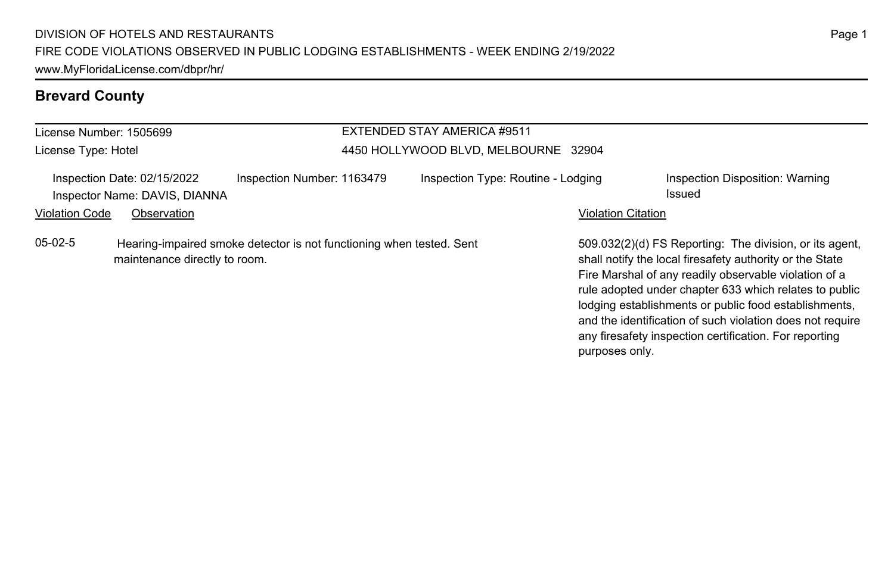DIVISION OF HOTELS AND RESTAURANTS
FIRE CODE VIOLATIONS OBSERVED IN PUBLIC LODGING ESTABLISHMENTS - WEEK ENDING 2/19/2022
www.MyFloridaLicense.com/dbpr/hr/

## Brevard County

License Number: 1505699
License Type: Hotel

EXTENDED STAY AMERICA #9511
4450 HOLLYWOOD BLVD, MELBOURNE 32904

Inspection Date: 02/15/2022
Inspector Name: DAVIS, DIANNA
Inspection Number: 1163479
Inspection Type: Routine - Lodging
Inspection Disposition: Warning Issued

| Violation Code | Observation | Violation Citation |
|---|---|---|
| 05-02-5 | Hearing-impaired smoke detector is not functioning when tested. Sent maintenance directly to room. | 509.032(2)(d) FS Reporting: The division, or its agent, shall notify the local firesafety authority or the State Fire Marshal of any readily observable violation of a rule adopted under chapter 633 which relates to public lodging establishments or public food establishments, and the identification of such violation does not require any firesafety inspection certification. For reporting purposes only. |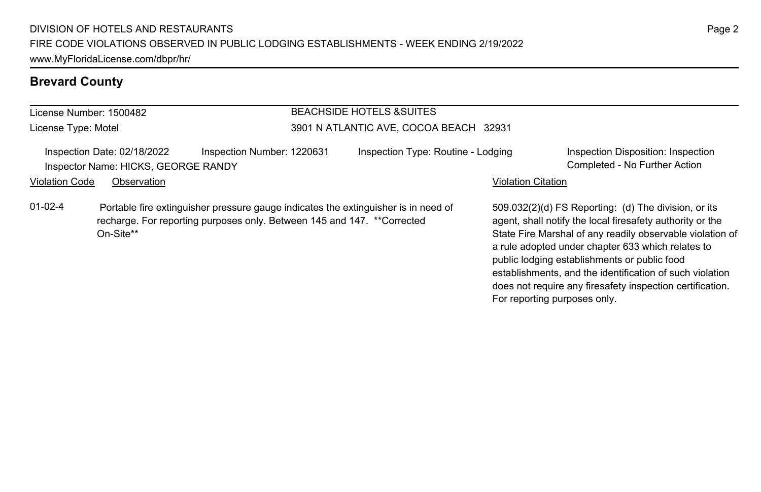## Brevard County

License Number: 1500482

License Type: Motel

BEACHSIDE HOTELS &SUITES

3901 N ATLANTIC AVE, COCOA BEACH 32931

Inspection Date: 02/18/2022 | Inspection Number: 1220631 | Inspection Type: Routine - Lodging | Inspection Disposition: Inspection Completed - No Further Action

Inspector Name: HICKS, GEORGE RANDY

| Violation Code | Observation | Violation Citation |
|---|---|---|
| 01-02-4 | Portable fire extinguisher pressure gauge indicates the extinguisher is in need of recharge. For reporting purposes only. Between 145 and 147. **Corrected On-Site** | 509.032(2)(d) FS Reporting: (d) The division, or its agent, shall notify the local firesafety authority or the State Fire Marshal of any readily observable violation of a rule adopted under chapter 633 which relates to public lodging establishments or public food establishments, and the identification of such violation does not require any firesafety inspection certification. For reporting purposes only. |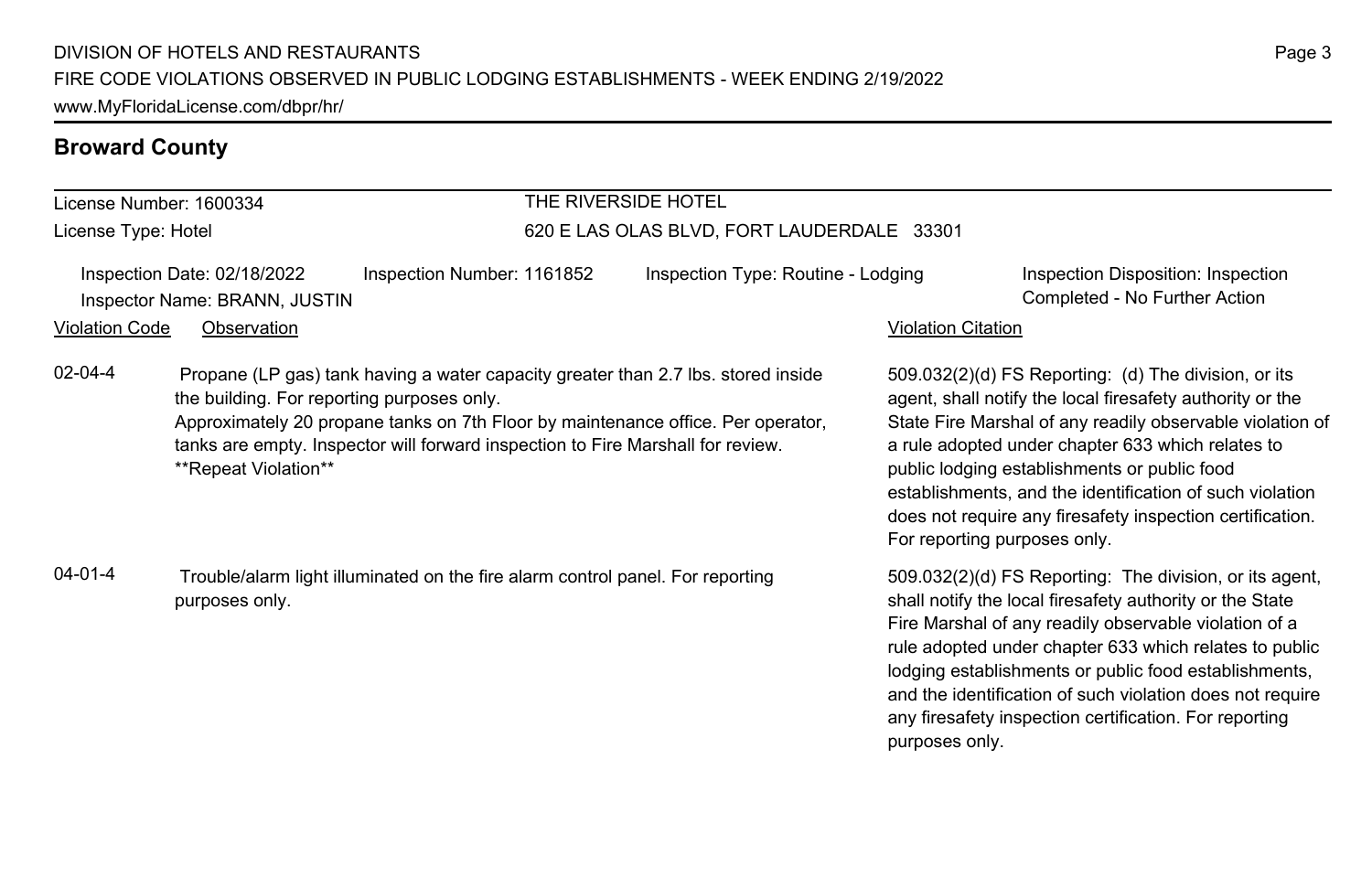## Broward County

License Number: 1600334
License Type: Hotel

THE RIVERSIDE HOTEL
620 E LAS OLAS BLVD, FORT LAUDERDALE 33301

Inspection Date: 02/18/2022
Inspector Name: BRANN, JUSTIN
Inspection Number: 1161852
Inspection Type: Routine - Lodging
Inspection Disposition: Inspection Completed - No Further Action

| Violation Code | Observation | Violation Citation |
|---|---|---|
| 02-04-4 | Propane (LP gas) tank having a water capacity greater than 2.7 lbs. stored inside the building. For reporting purposes only. Approximately 20 propane tanks on 7th Floor by maintenance office. Per operator, tanks are empty. Inspector will forward inspection to Fire Marshall for review. **Repeat Violation** | 509.032(2)(d) FS Reporting: (d) The division, or its agent, shall notify the local firesafety authority or the State Fire Marshal of any readily observable violation of a rule adopted under chapter 633 which relates to public lodging establishments or public food establishments, and the identification of such violation does not require any firesafety inspection certification. For reporting purposes only. |
| 04-01-4 | Trouble/alarm light illuminated on the fire alarm control panel. For reporting purposes only. | 509.032(2)(d) FS Reporting: The division, or its agent, shall notify the local firesafety authority or the State Fire Marshal of any readily observable violation of a rule adopted under chapter 633 which relates to public lodging establishments or public food establishments, and the identification of such violation does not require any firesafety inspection certification. For reporting purposes only. |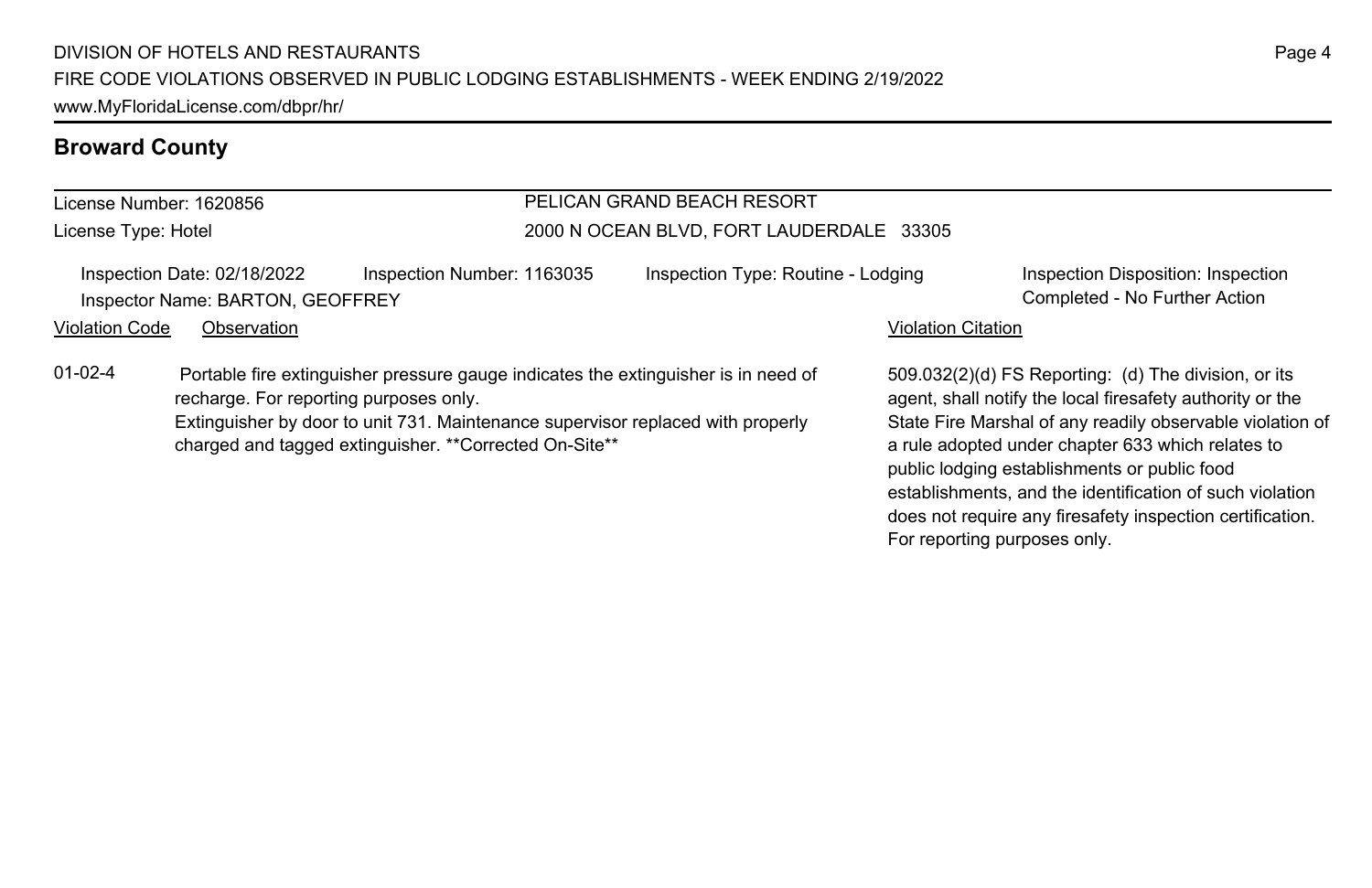## Broward County

License Number: 1620856
License Type: Hotel

PELICAN GRAND BEACH RESORT
2000 N OCEAN BLVD, FORT LAUDERDALE 33305

Inspection Date: 02/18/2022
Inspector Name: BARTON, GEOFFREY
Inspection Number: 1163035
Inspection Type: Routine - Lodging
Inspection Disposition: Inspection Completed - No Further Action

| Violation Code | Observation | Violation Citation |
| --- | --- | --- |
| 01-02-4 | Portable fire extinguisher pressure gauge indicates the extinguisher is in need of recharge. For reporting purposes only. Extinguisher by door to unit 731. Maintenance supervisor replaced with properly charged and tagged extinguisher. **Corrected On-Site** | 509.032(2)(d) FS Reporting: (d) The division, or its agent, shall notify the local firesafety authority or the State Fire Marshal of any readily observable violation of a rule adopted under chapter 633 which relates to public lodging establishments or public food establishments, and the identification of such violation does not require any firesafety inspection certification. For reporting purposes only. |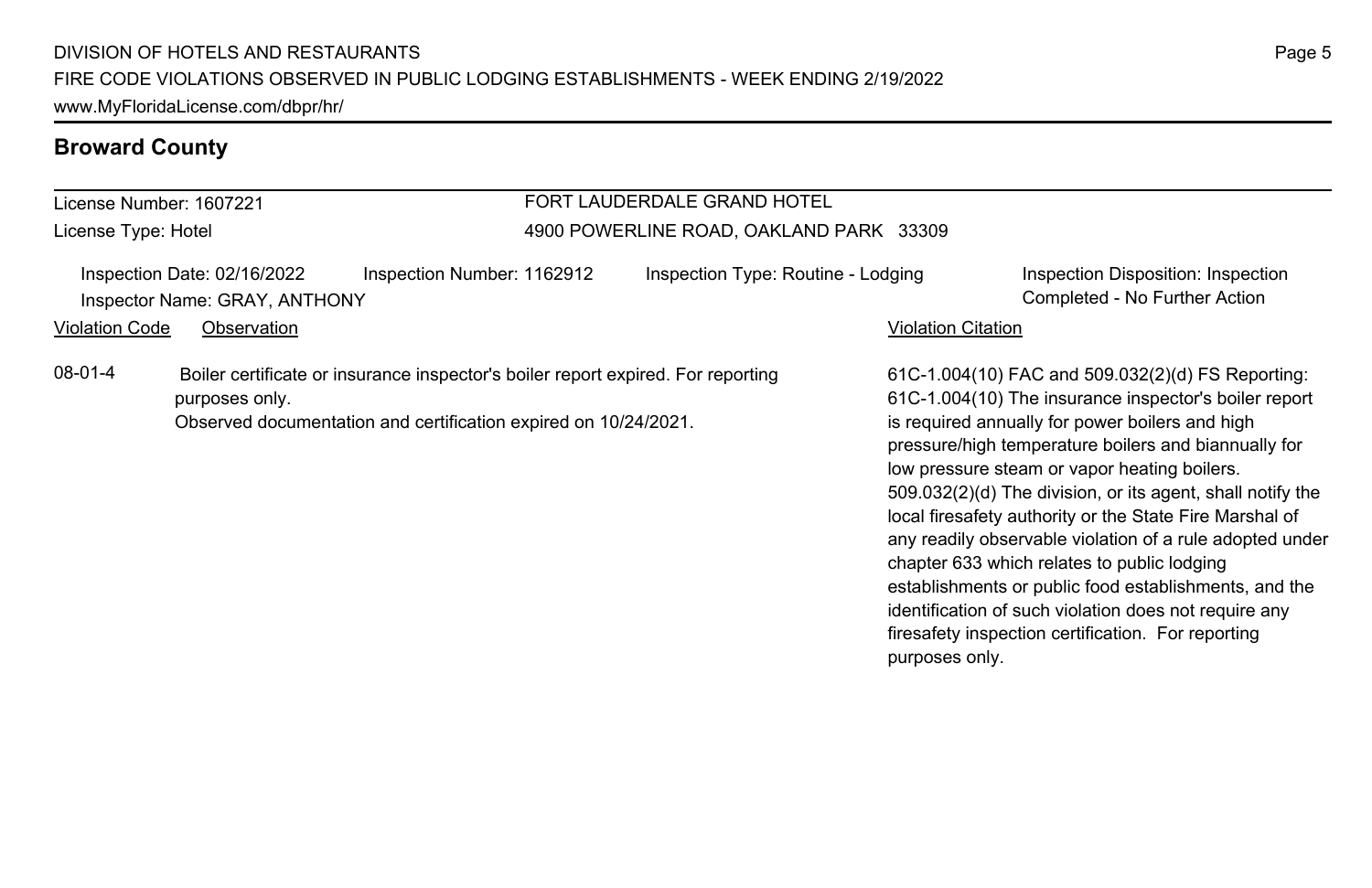## Broward County

License Number: 1607221

License Type: Hotel

FORT LAUDERDALE GRAND HOTEL

4900 POWERLINE ROAD, OAKLAND PARK 33309

Inspection Date: 02/16/2022 Inspection Number: 1162912 Inspection Type: Routine - Lodging Inspection Disposition: Inspection Completed - No Further Action

Inspector Name: GRAY, ANTHONY

| Violation Code | Observation | Violation Citation |
| --- | --- | --- |
| 08-01-4 | Boiler certificate or insurance inspector's boiler report expired. For reporting purposes only. Observed documentation and certification expired on 10/24/2021. | 61C-1.004(10) FAC and 509.032(2)(d) FS Reporting: 61C-1.004(10) The insurance inspector's boiler report is required annually for power boilers and high pressure/high temperature boilers and biannually for low pressure steam or vapor heating boilers. 509.032(2)(d) The division, or its agent, shall notify the local firesafety authority or the State Fire Marshal of any readily observable violation of a rule adopted under chapter 633 which relates to public lodging establishments or public food establishments, and the identification of such violation does not require any firesafety inspection certification. For reporting purposes only. |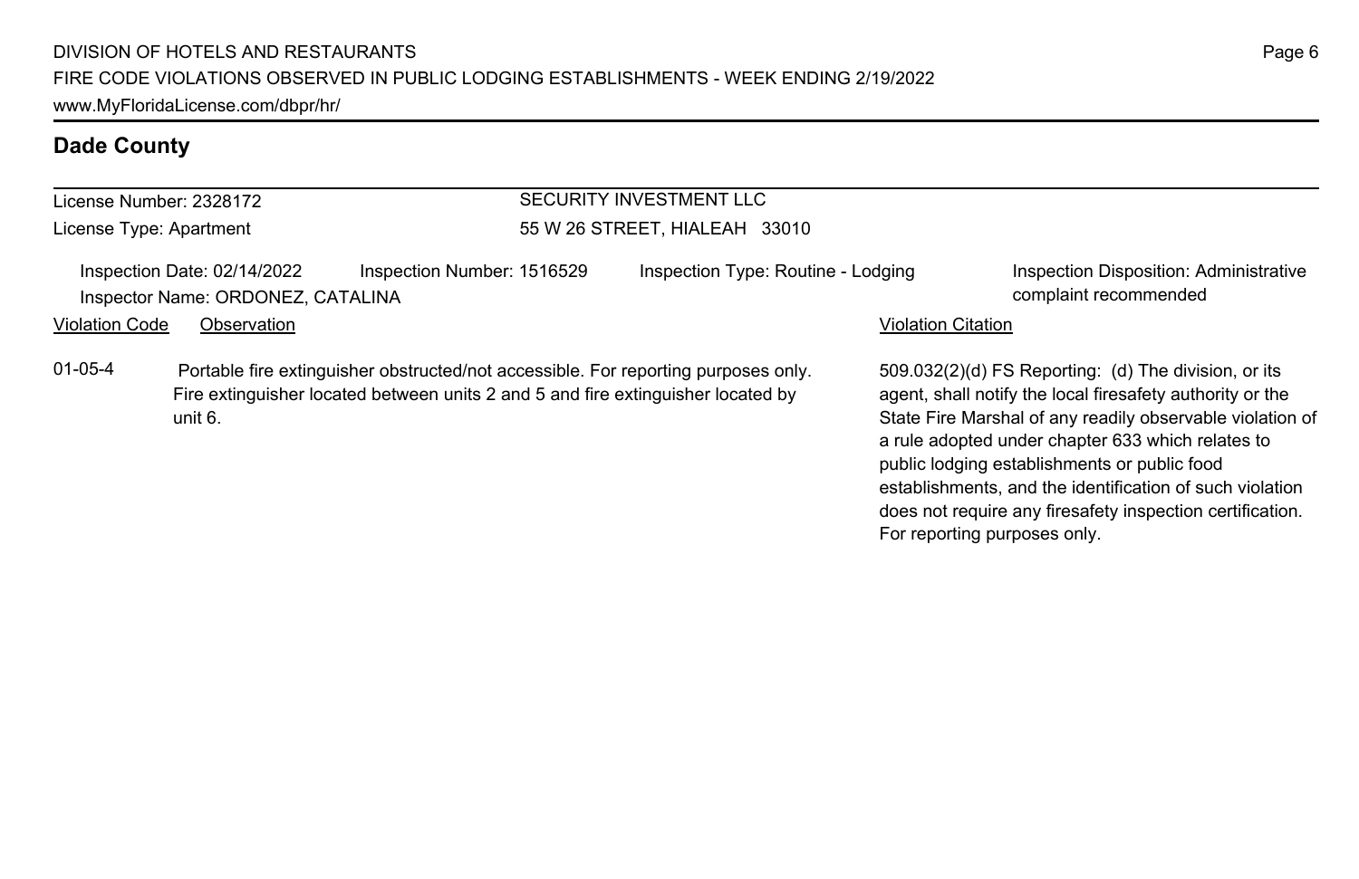## Dade County

License Number: 2328172
License Type: Apartment

SECURITY INVESTMENT LLC
55 W 26 STREET, HIALEAH 33010

Inspection Date: 02/14/2022
Inspector Name: ORDONEZ, CATALINA
Inspection Number: 1516529
Inspection Type: Routine - Lodging
Inspection Disposition: Administrative complaint recommended

| Violation Code | Observation | Violation Citation |
| --- | --- | --- |
| 01-05-4 | Portable fire extinguisher obstructed/not accessible. For reporting purposes only. Fire extinguisher located between units 2 and 5 and fire extinguisher located by unit 6. | 509.032(2)(d) FS Reporting: (d) The division, or its agent, shall notify the local firesafety authority or the State Fire Marshal of any readily observable violation of a rule adopted under chapter 633 which relates to public lodging establishments or public food establishments, and the identification of such violation does not require any firesafety inspection certification. For reporting purposes only. |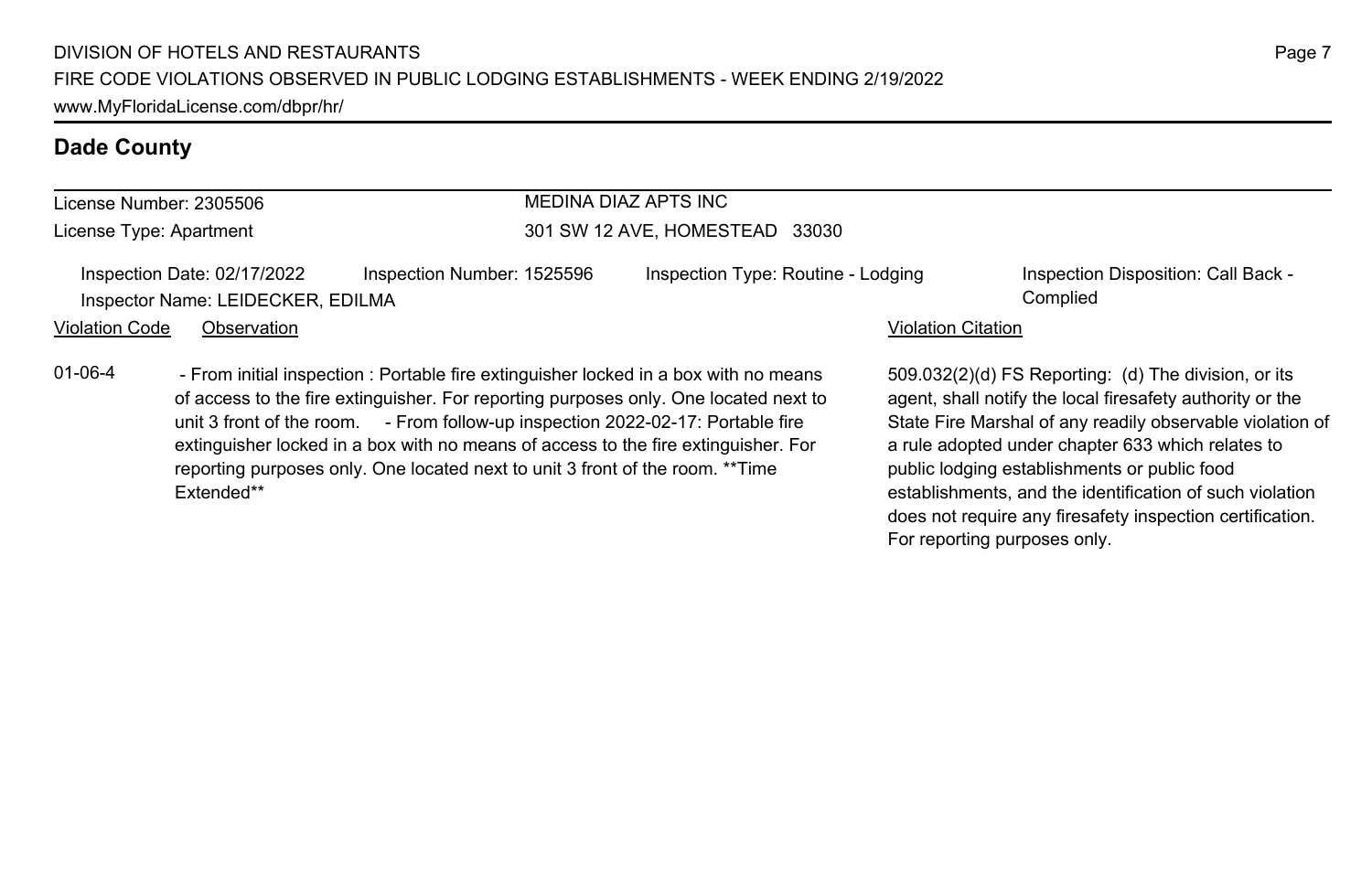## Dade County

| License Number: 2305506 | MEDINA DIAZ APTS INC |
|---|---|
| License Type: Apartment | 301 SW 12 AVE, HOMESTEAD 33030 |

Inspection Date: 02/17/2022 | Inspection Number: 1525596 | Inspection Type: Routine - Lodging | Inspection Disposition: Call Back - Complied

Inspector Name: LEIDECKER, EDILMA

| Violation Code | Observation | Violation Citation |
|---|---|---|
| 01-06-4 | - From initial inspection : Portable fire extinguisher locked in a box with no means of access to the fire extinguisher. For reporting purposes only. One located next to unit 3 front of the room. - From follow-up inspection 2022-02-17: Portable fire extinguisher locked in a box with no means of access to the fire extinguisher. For reporting purposes only. One located next to unit 3 front of the room. **Time Extended** | 509.032(2)(d) FS Reporting: (d) The division, or its agent, shall notify the local firesafety authority or the State Fire Marshal of any readily observable violation of a rule adopted under chapter 633 which relates to public lodging establishments or public food establishments, and the identification of such violation does not require any firesafety inspection certification. For reporting purposes only. |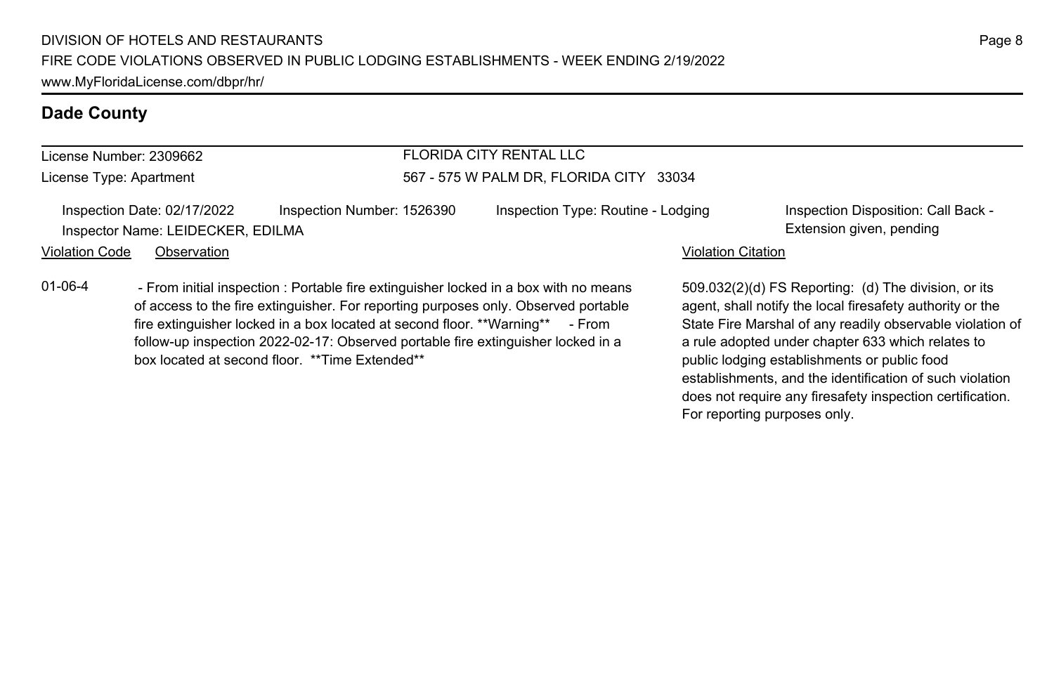## Dade County

License Number: 2309662
License Type: Apartment

FLORIDA CITY RENTAL LLC
567 - 575 W PALM DR, FLORIDA CITY 33034

Inspection Date: 02/17/2022
Inspector Name: LEIDECKER, EDILMA
Inspection Number: 1526390
Inspection Type: Routine - Lodging
Inspection Disposition: Call Back - Extension given, pending

| Violation Code | Observation | Violation Citation |
| --- | --- | --- |
| 01-06-4 | - From initial inspection : Portable fire extinguisher locked in a box with no means of access to the fire extinguisher. For reporting purposes only. Observed portable fire extinguisher locked in a box located at second floor. **Warning** - From follow-up inspection 2022-02-17: Observed portable fire extinguisher locked in a box located at second floor. **Time Extended** | 509.032(2)(d) FS Reporting: (d) The division, or its agent, shall notify the local firesafety authority or the State Fire Marshal of any readily observable violation of a rule adopted under chapter 633 which relates to public lodging establishments or public food establishments, and the identification of such violation does not require any firesafety inspection certification. For reporting purposes only. |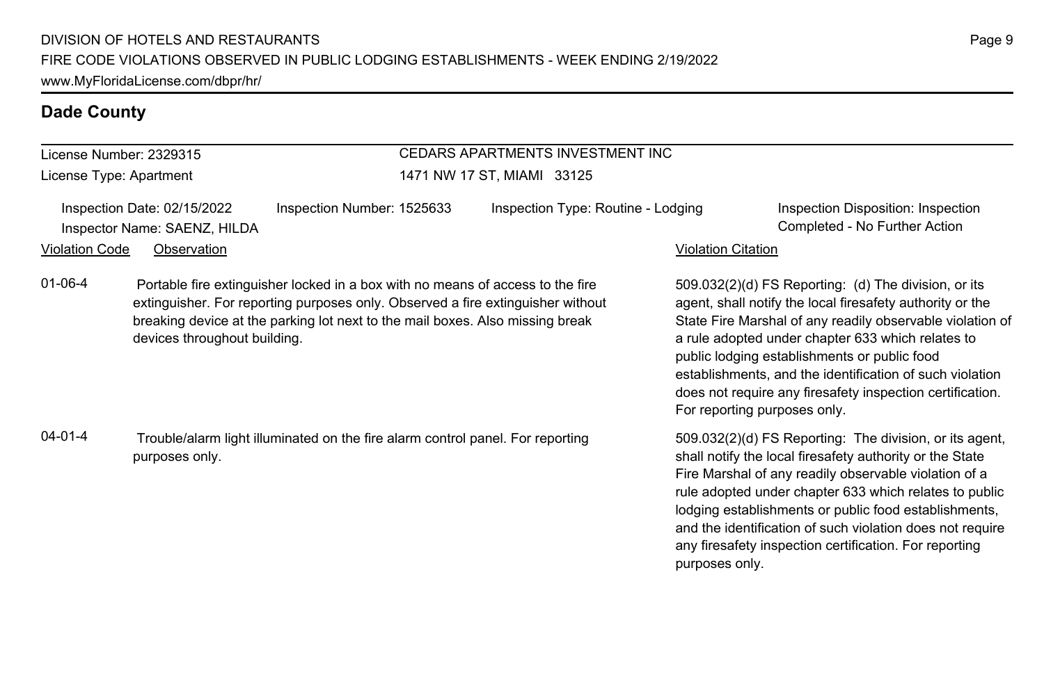## Dade County

License Number: 2329315
License Type: Apartment

**CEDARS APARTMENTS INVESTMENT INC**
1471 NW 17 ST, MIAMI 33125

Inspection Date: 02/15/2022
Inspector Name: SAENZ, HILDA
Inspection Number: 1525633
Inspection Type: Routine - Lodging
Inspection Disposition: Inspection Completed - No Further Action

| Violation Code | Observation | Violation Citation |
|---|---|---|
| 01-06-4 | Portable fire extinguisher locked in a box with no means of access to the fire extinguisher. For reporting purposes only. Observed a fire extinguisher without breaking device at the parking lot next to the mail boxes. Also missing break devices throughout building. | 509.032(2)(d) FS Reporting: (d) The division, or its agent, shall notify the local firesafety authority or the State Fire Marshal of any readily observable violation of a rule adopted under chapter 633 which relates to public lodging establishments or public food establishments, and the identification of such violation does not require any firesafety inspection certification. For reporting purposes only. |
| 04-01-4 | Trouble/alarm light illuminated on the fire alarm control panel. For reporting purposes only. | 509.032(2)(d) FS Reporting: The division, or its agent, shall notify the local firesafety authority or the State Fire Marshal of any readily observable violation of a rule adopted under chapter 633 which relates to public lodging establishments or public food establishments, and the identification of such violation does not require any firesafety inspection certification. For reporting purposes only. |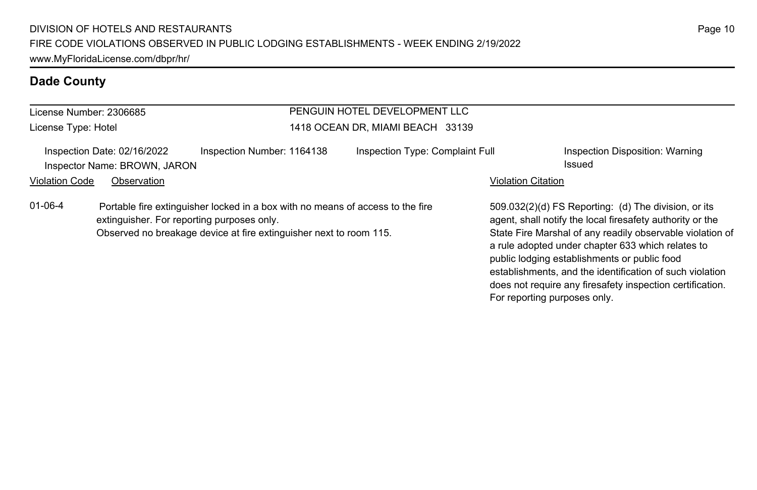## Dade County

| License Number: 2306685 | PENGUIN HOTEL DEVELOPMENT LLC |
| --- | --- |
| License Type: Hotel | 1418 OCEAN DR, MIAMI BEACH 33139 |

| Inspection Date: 02/16/2022 | Inspection Number: 1164138 | Inspection Type: Complaint Full | Inspection Disposition: Warning Issued |
| --- | --- | --- | --- |
| Inspector Name: BROWN, JARON | | | |

| Violation Code | Observation | Violation Citation |
| --- | --- | --- |
| 01-06-4 | Portable fire extinguisher locked in a box with no means of access to the fire extinguisher. For reporting purposes only.<br>Observed no breakage device at fire extinguisher next to room 115. | 509.032(2)(d) FS Reporting: (d) The division, or its agent, shall notify the local firesafety authority or the State Fire Marshal of any readily observable violation of a rule adopted under chapter 633 which relates to public lodging establishments or public food establishments, and the identification of such violation does not require any firesafety inspection certification. For reporting purposes only. |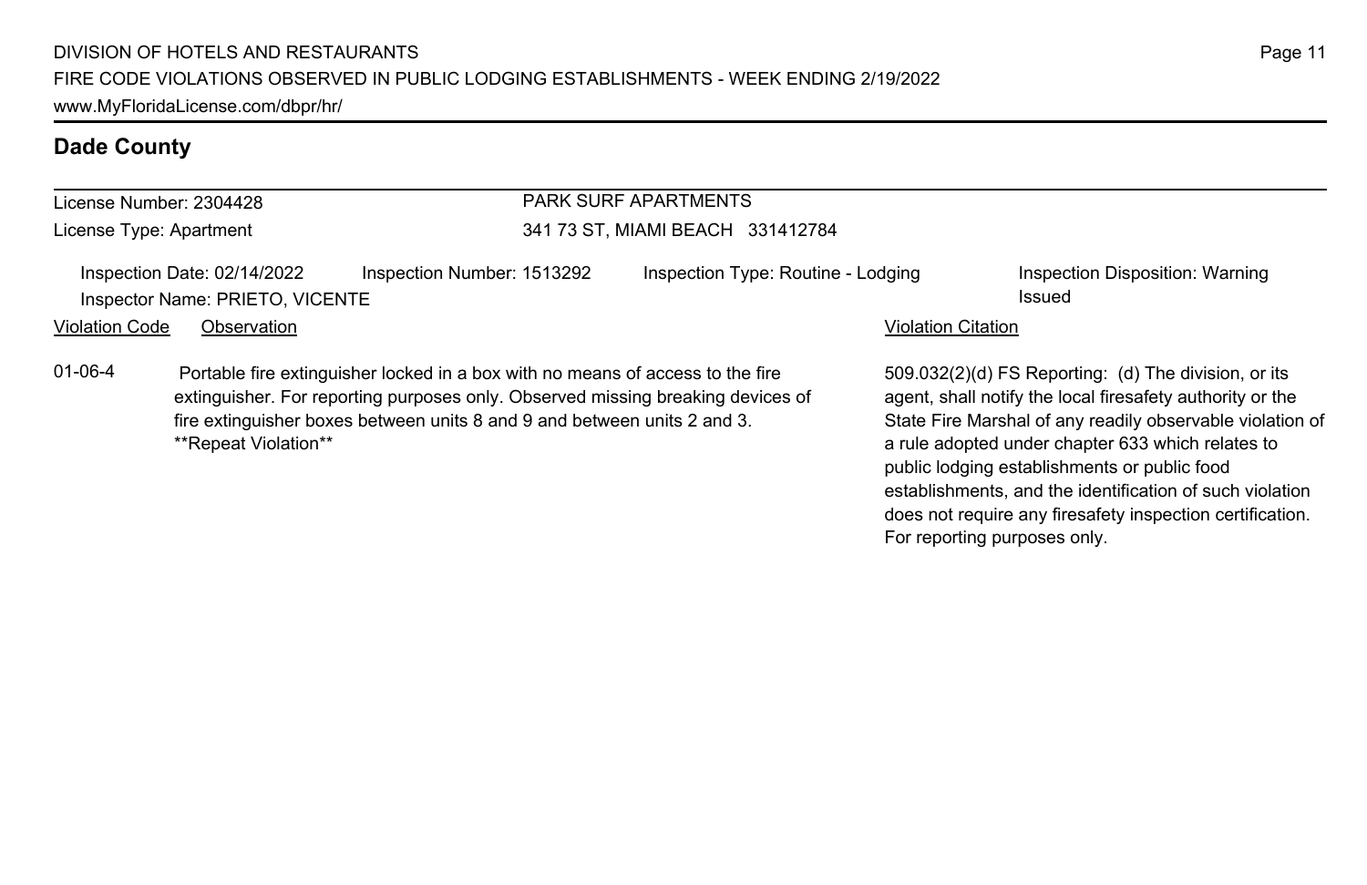## Dade County

License Number: 2304428
License Type: Apartment

PARK SURF APARTMENTS
341 73 ST, MIAMI BEACH 331412784

Inspection Date: 02/14/2022
Inspector Name: PRIETO, VICENTE
Inspection Number: 1513292
Inspection Type: Routine - Lodging
Inspection Disposition: Warning Issued

| Violation Code | Observation | Violation Citation |
|---|---|---|
| 01-06-4 | Portable fire extinguisher locked in a box with no means of access to the fire extinguisher. For reporting purposes only. Observed missing breaking devices of fire extinguisher boxes between units 8 and 9 and between units 2 and 3. **Repeat Violation** | 509.032(2)(d) FS Reporting: (d) The division, or its agent, shall notify the local firesafety authority or the State Fire Marshal of any readily observable violation of a rule adopted under chapter 633 which relates to public lodging establishments or public food establishments, and the identification of such violation does not require any firesafety inspection certification. For reporting purposes only. |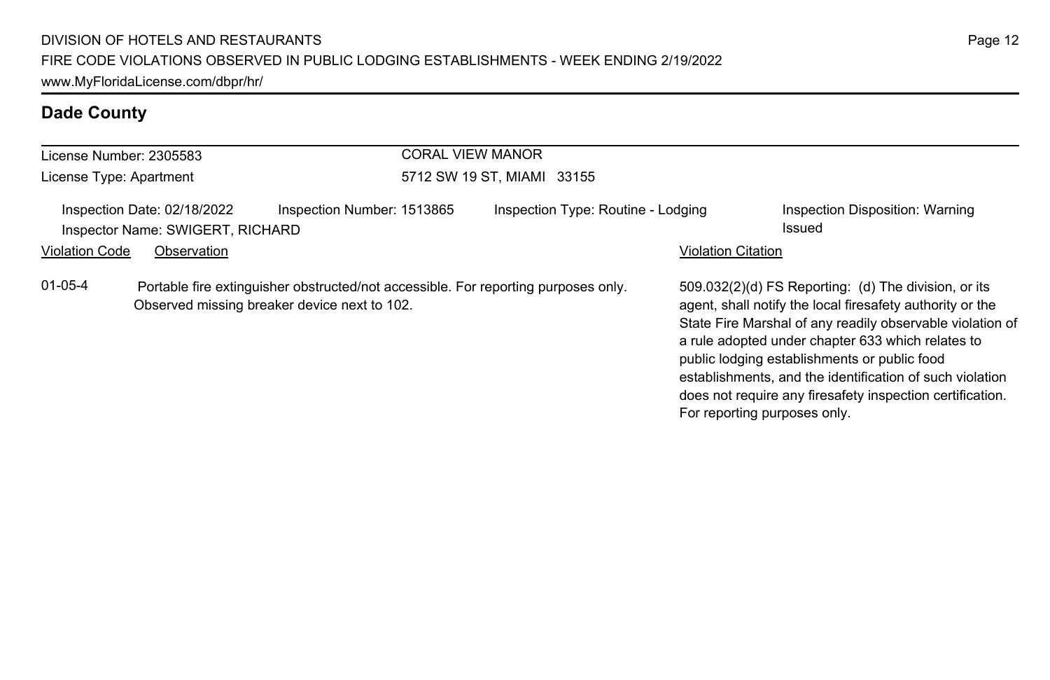## Dade County

License Number: 2305583

License Type: Apartment

CORAL VIEW MANOR

5712 SW 19 ST, MIAMI 33155

Inspection Date: 02/18/2022 Inspection Number: 1513865 Inspection Type: Routine - Lodging Inspection Disposition: Warning Issued

Inspector Name: SWIGERT, RICHARD

| Violation Code | Observation | Violation Citation |
|---|---|---|
| 01-05-4 | Portable fire extinguisher obstructed/not accessible. For reporting purposes only. Observed missing breaker device next to 102. | 509.032(2)(d) FS Reporting: (d) The division, or its agent, shall notify the local firesafety authority or the State Fire Marshal of any readily observable violation of a rule adopted under chapter 633 which relates to public lodging establishments or public food establishments, and the identification of such violation does not require any firesafety inspection certification. For reporting purposes only. |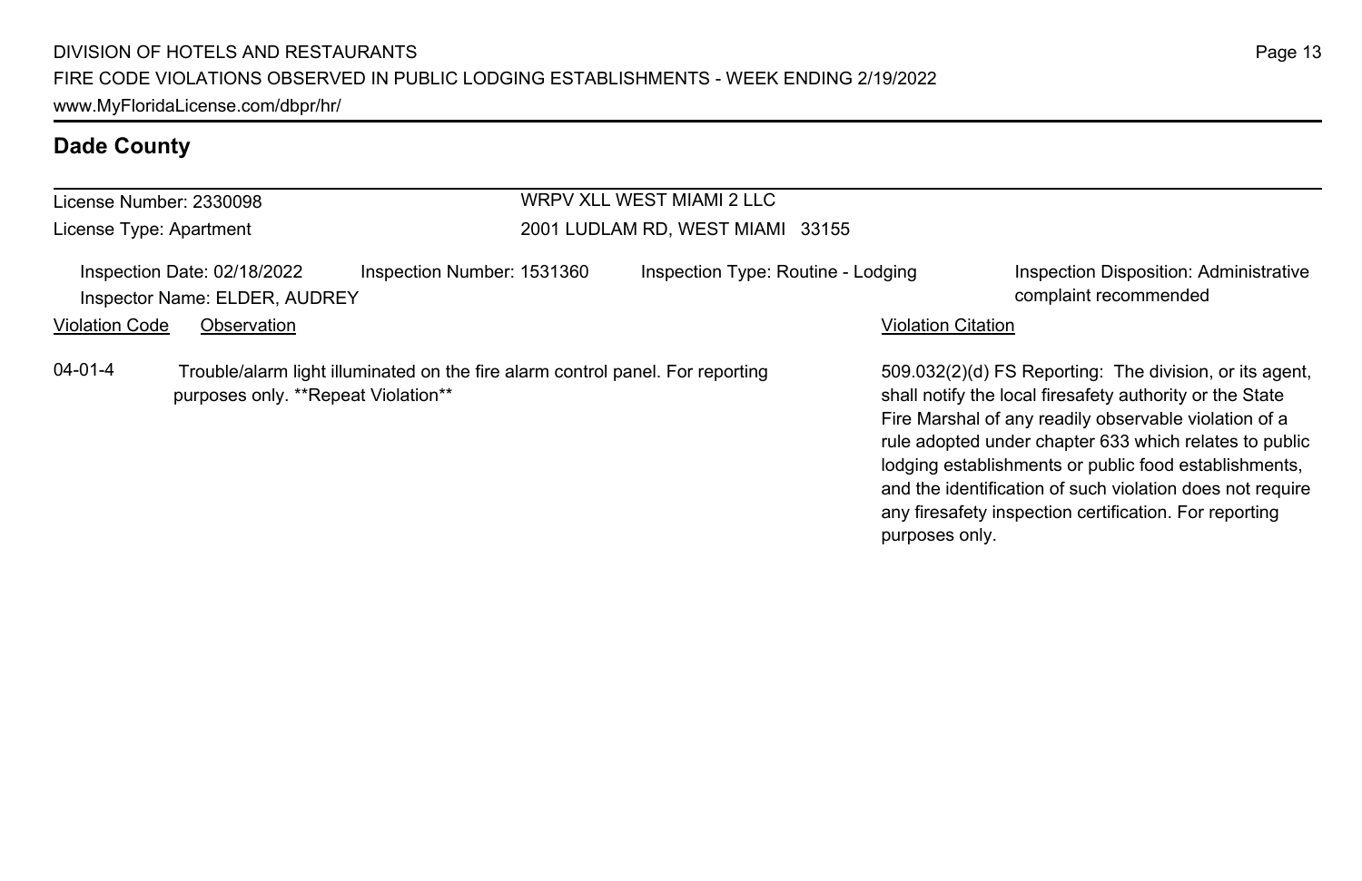## Dade County

License Number: 2330098
License Type: Apartment

WRPV XLL WEST MIAMI 2 LLC
2001 LUDLAM RD, WEST MIAMI 33155

Inspection Date: 02/18/2022
Inspector Name: ELDER, AUDREY
Inspection Number: 1531360
Inspection Type: Routine - Lodging
Inspection Disposition: Administrative complaint recommended

| Violation Code | Observation | Violation Citation |
| --- | --- | --- |
| 04-01-4 | Trouble/alarm light illuminated on the fire alarm control panel. For reporting purposes only. **Repeat Violation** | 509.032(2)(d) FS Reporting: The division, or its agent, shall notify the local firesafety authority or the State Fire Marshal of any readily observable violation of a rule adopted under chapter 633 which relates to public lodging establishments or public food establishments, and the identification of such violation does not require any firesafety inspection certification. For reporting purposes only. |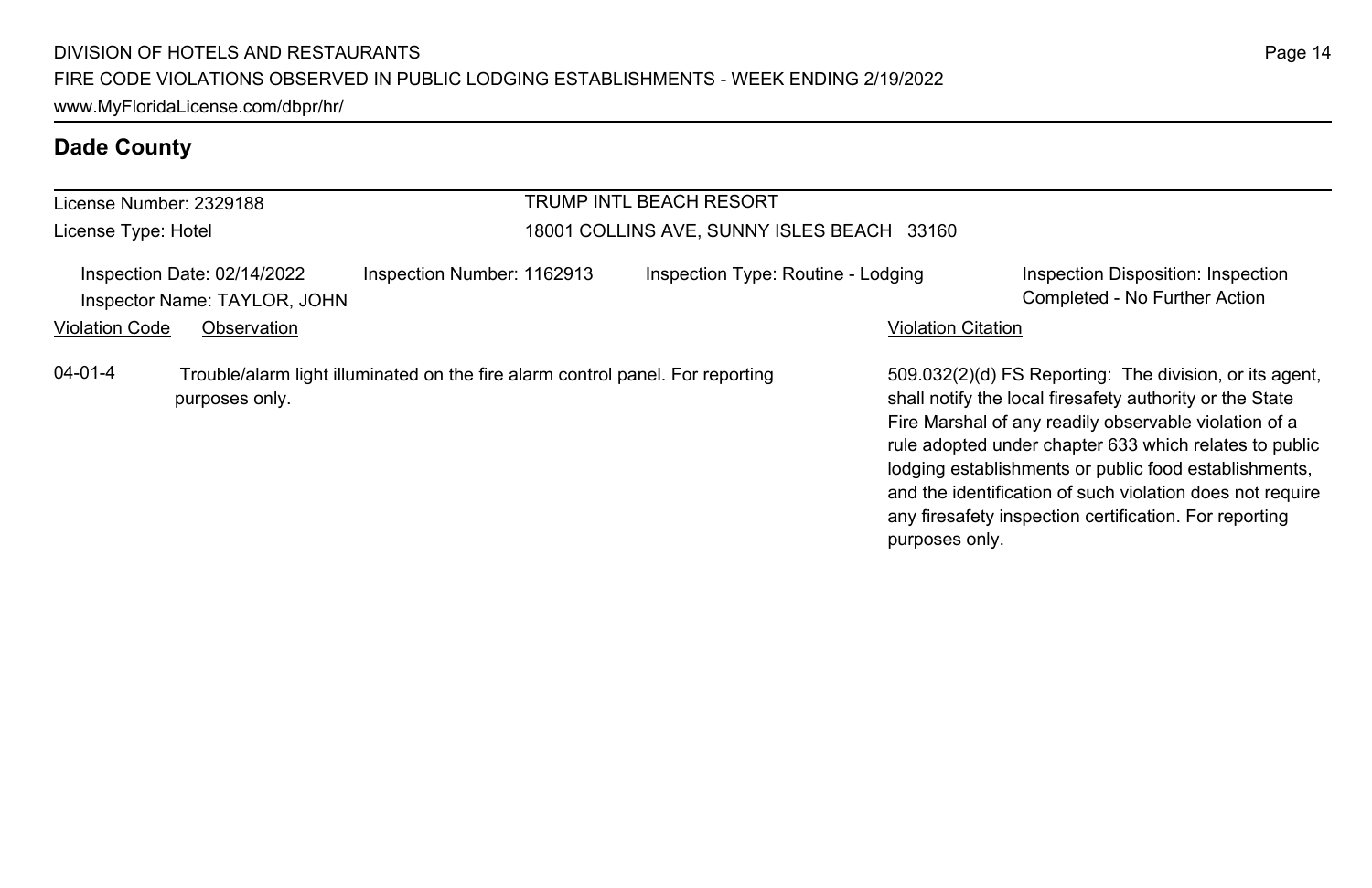## Dade County

License Number: 2329188
License Type: Hotel

TRUMP INTL BEACH RESORT
18001 COLLINS AVE, SUNNY ISLES BEACH 33160

Inspection Date: 02/14/2022
Inspector Name: TAYLOR, JOHN
Inspection Number: 1162913
Inspection Type: Routine - Lodging
Inspection Disposition: Inspection Completed - No Further Action

| Violation Code | Observation | Violation Citation |
| --- | --- | --- |
| 04-01-4 | Trouble/alarm light illuminated on the fire alarm control panel. For reporting purposes only. | 509.032(2)(d) FS Reporting: The division, or its agent, shall notify the local firesafety authority or the State Fire Marshal of any readily observable violation of a rule adopted under chapter 633 which relates to public lodging establishments or public food establishments, and the identification of such violation does not require any firesafety inspection certification. For reporting purposes only. |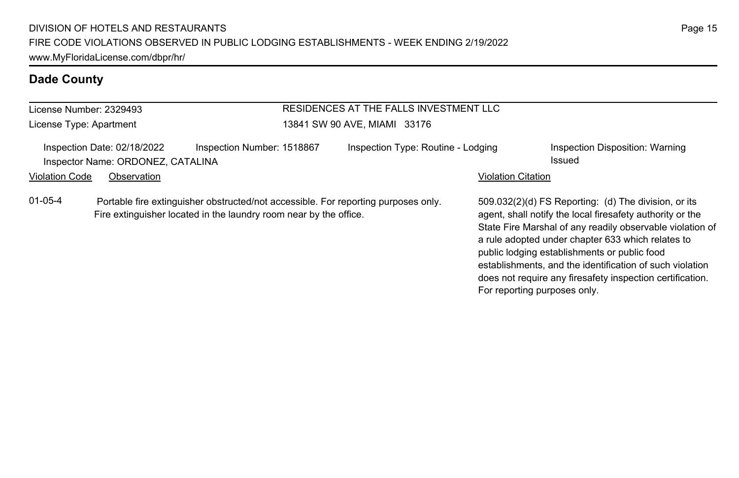## Dade County

License Number: 2329493

License Type: Apartment

RESIDENCES AT THE FALLS INVESTMENT LLC

13841 SW 90 AVE, MIAMI 33176

Inspection Date: 02/18/2022 | Inspection Number: 1518867 | Inspection Type: Routine - Lodging | Inspection Disposition: Warning Issued

Inspector Name: ORDONEZ, CATALINA

| Violation Code | Observation | Violation Citation |
|---|---|---|
| 01-05-4 | Portable fire extinguisher obstructed/not accessible. For reporting purposes only. Fire extinguisher located in the laundry room near by the office. | 509.032(2)(d) FS Reporting: (d) The division, or its agent, shall notify the local firesafety authority or the State Fire Marshal of any readily observable violation of a rule adopted under chapter 633 which relates to public lodging establishments or public food establishments, and the identification of such violation does not require any firesafety inspection certification. For reporting purposes only. |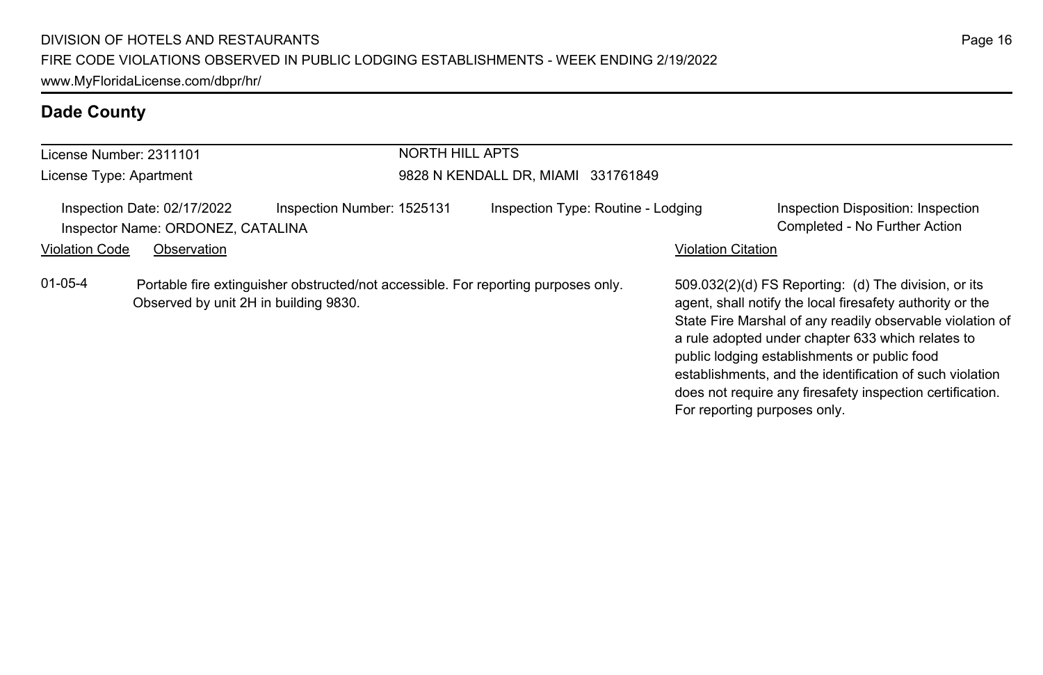## Dade County

License Number: 2311101
License Type: Apartment

NORTH HILL APTS
9828 N KENDALL DR, MIAMI 331761849

Inspection Date: 02/17/2022
Inspection Number: 1525131
Inspection Type: Routine - Lodging
Inspection Disposition: Inspection Completed - No Further Action
Inspector Name: ORDONEZ, CATALINA

| Violation Code | Observation | Violation Citation |
|---|---|---|
| 01-05-4 | Portable fire extinguisher obstructed/not accessible. For reporting purposes only. Observed by unit 2H in building 9830. | 509.032(2)(d) FS Reporting: (d) The division, or its agent, shall notify the local firesafety authority or the State Fire Marshal of any readily observable violation of a rule adopted under chapter 633 which relates to public lodging establishments or public food establishments, and the identification of such violation does not require any firesafety inspection certification. For reporting purposes only. |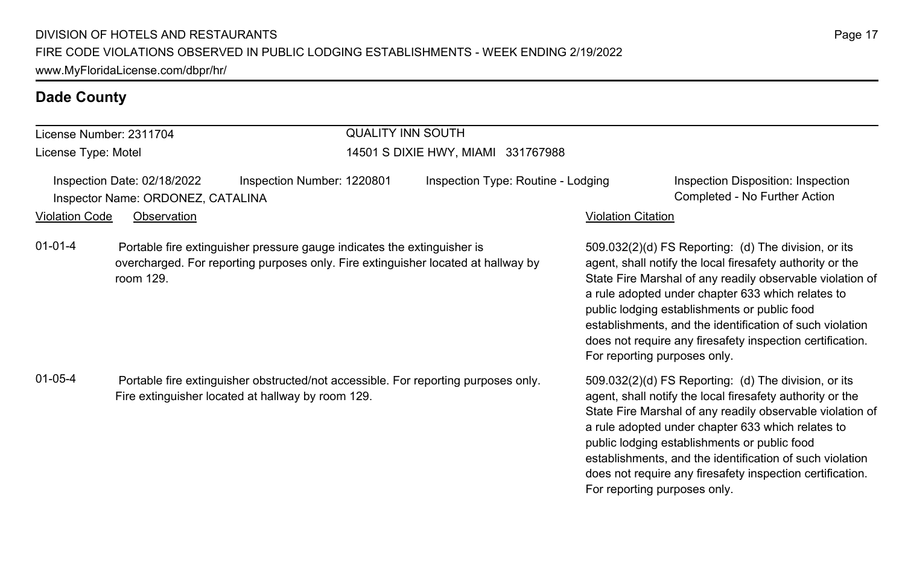## Dade County

License Number: 2311704
License Type: Motel

QUALITY INN SOUTH
14501 S DIXIE HWY, MIAMI 331767988

Inspection Date: 02/18/2022
Inspector Name: ORDONEZ, CATALINA
Inspection Number: 1220801
Inspection Type: Routine - Lodging
Inspection Disposition: Inspection Completed - No Further Action

| Violation Code | Observation | Violation Citation |
|---|---|---|
| 01-01-4 | Portable fire extinguisher pressure gauge indicates the extinguisher is overcharged. For reporting purposes only. Fire extinguisher located at hallway by room 129. | 509.032(2)(d) FS Reporting: (d) The division, or its agent, shall notify the local firesafety authority or the State Fire Marshal of any readily observable violation of a rule adopted under chapter 633 which relates to public lodging establishments or public food establishments, and the identification of such violation does not require any firesafety inspection certification. For reporting purposes only. |
| 01-05-4 | Portable fire extinguisher obstructed/not accessible. For reporting purposes only. Fire extinguisher located at hallway by room 129. | 509.032(2)(d) FS Reporting: (d) The division, or its agent, shall notify the local firesafety authority or the State Fire Marshal of any readily observable violation of a rule adopted under chapter 633 which relates to public lodging establishments or public food establishments, and the identification of such violation does not require any firesafety inspection certification. For reporting purposes only. |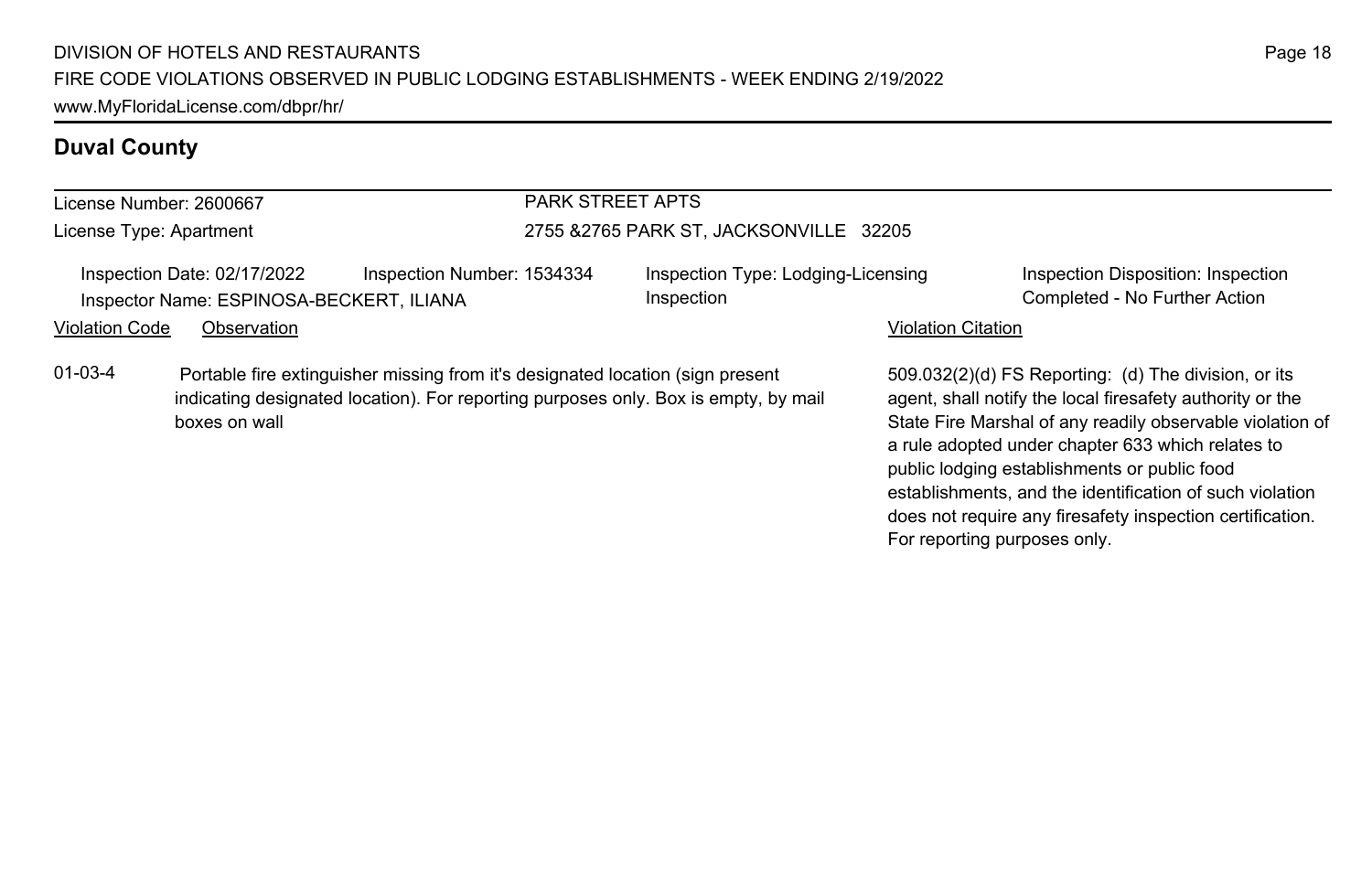## Duval County

License Number: 2600667
License Type: Apartment

PARK STREET APTS
2755 &2765 PARK ST, JACKSONVILLE 32205

Inspection Date: 02/17/2022
Inspector Name: ESPINOSA-BECKERT, ILIANA
Inspection Number: 1534334
Inspection Type: Lodging-Licensing Inspection
Inspection Disposition: Inspection Completed - No Further Action

| Violation Code | Observation | Violation Citation |
| --- | --- | --- |
| 01-03-4 | Portable fire extinguisher missing from it's designated location (sign present indicating designated location). For reporting purposes only. Box is empty, by mail boxes on wall | 509.032(2)(d) FS Reporting: (d) The division, or its agent, shall notify the local firesafety authority or the State Fire Marshal of any readily observable violation of a rule adopted under chapter 633 which relates to public lodging establishments or public food establishments, and the identification of such violation does not require any firesafety inspection certification. For reporting purposes only. |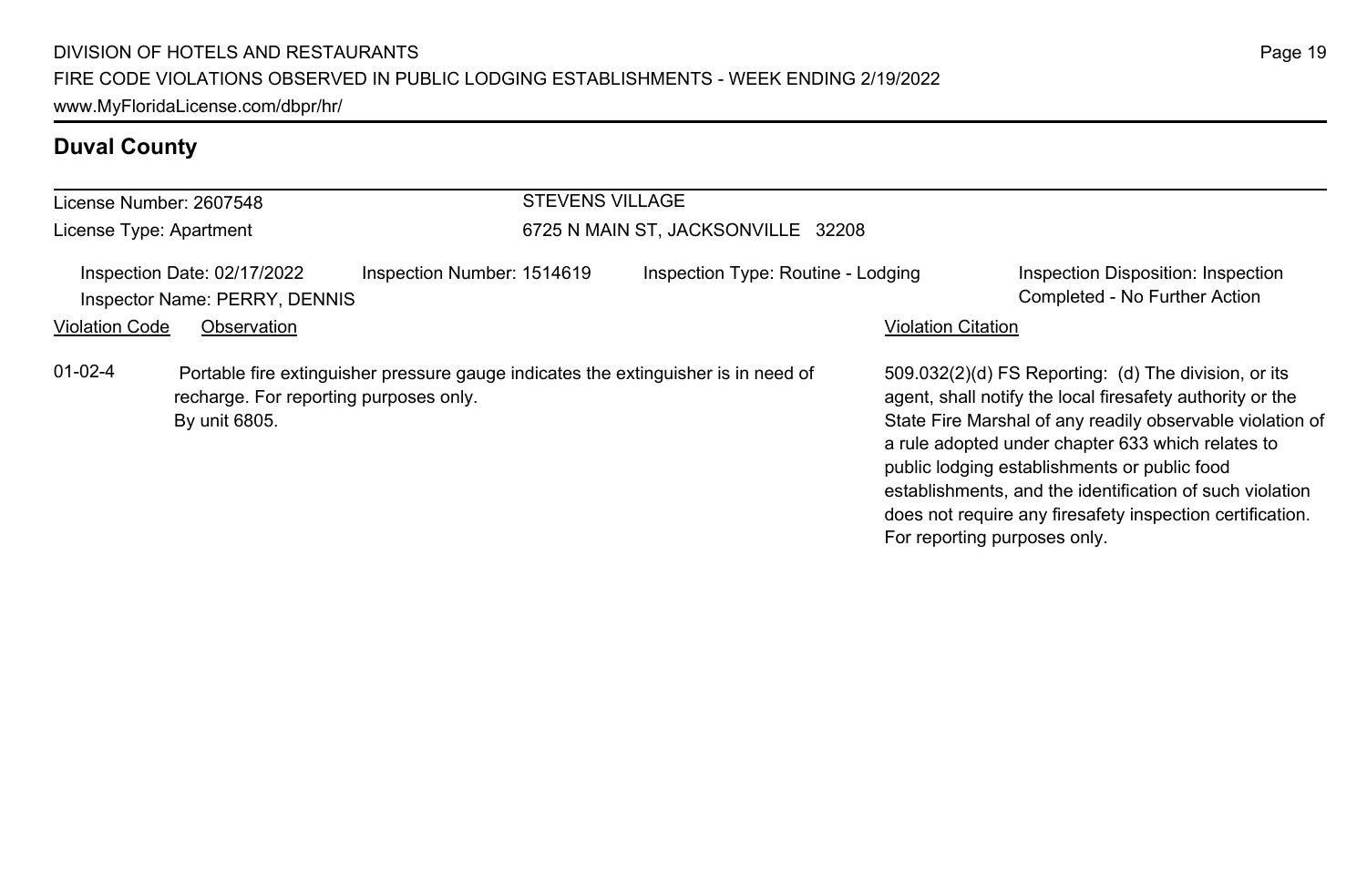## Duval County

License Number: 2607548
License Type: Apartment

STEVENS VILLAGE
6725 N MAIN ST, JACKSONVILLE 32208

Inspection Date: 02/17/2022
Inspector Name: PERRY, DENNIS
Inspection Number: 1514619
Inspection Type: Routine - Lodging
Inspection Disposition: Inspection Completed - No Further Action

| Violation Code | Observation | Violation Citation |
|---|---|---|
| 01-02-4 | Portable fire extinguisher pressure gauge indicates the extinguisher is in need of recharge. For reporting purposes only. By unit 6805. | 509.032(2)(d) FS Reporting: (d) The division, or its agent, shall notify the local firesafety authority or the State Fire Marshal of any readily observable violation of a rule adopted under chapter 633 which relates to public lodging establishments or public food establishments, and the identification of such violation does not require any firesafety inspection certification. For reporting purposes only. |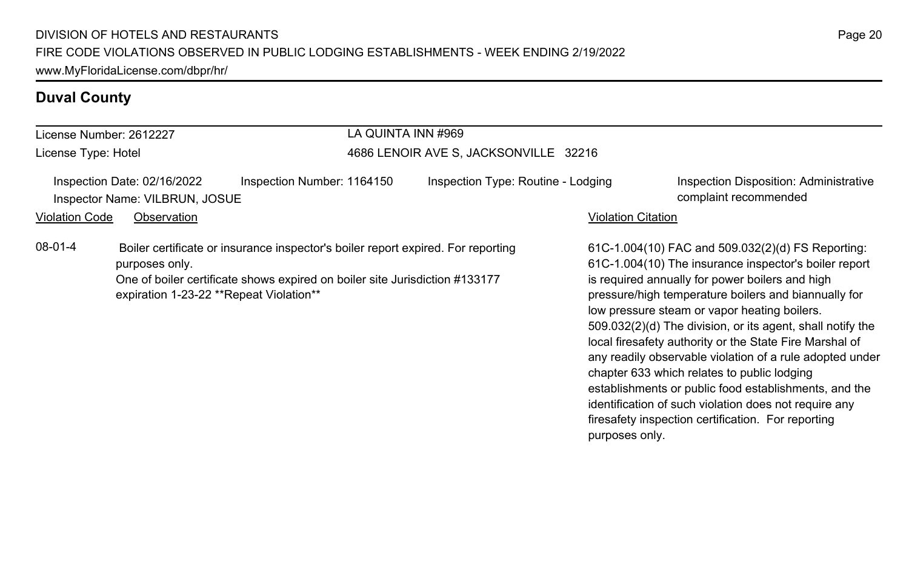## Duval County

License Number: 2612227
License Type: Hotel

LA QUINTA INN #969
4686 LENOIR AVE S, JACKSONVILLE 32216

Inspection Date: 02/16/2022 | Inspection Number: 1164150 | Inspection Type: Routine - Lodging | Inspection Disposition: Administrative complaint recommended
Inspector Name: VILBRUN, JOSUE

| Violation Code | Observation | Violation Citation |
| --- | --- | --- |
| 08-01-4 | Boiler certificate or insurance inspector's boiler report expired. For reporting purposes only.<br>One of boiler certificate shows expired on boiler site Jurisdiction #133177 expiration 1-23-22 **Repeat Violation** | 61C-1.004(10) FAC and 509.032(2)(d) FS Reporting: 61C-1.004(10) The insurance inspector's boiler report is required annually for power boilers and high pressure/high temperature boilers and biannually for low pressure steam or vapor heating boilers. 509.032(2)(d) The division, or its agent, shall notify the local firesafety authority or the State Fire Marshal of any readily observable violation of a rule adopted under chapter 633 which relates to public lodging establishments or public food establishments, and the identification of such violation does not require any firesafety inspection certification. For reporting purposes only. |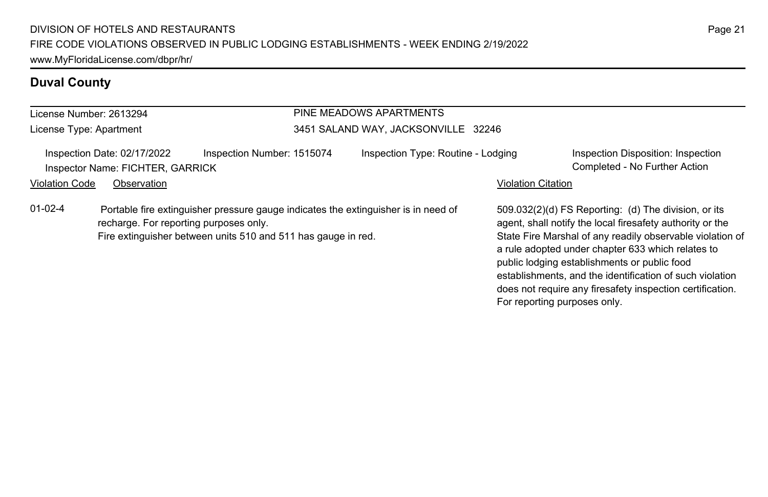## Duval County

License Number: 2613294
License Type: Apartment

PINE MEADOWS APARTMENTS
3451 SALAND WAY, JACKSONVILLE 32246

Inspection Date: 02/17/2022
Inspection Number: 1515074
Inspection Type: Routine - Lodging
Inspection Disposition: Inspection Completed - No Further Action
Inspector Name: FICHTER, GARRICK

| Violation Code | Observation | Violation Citation |
| --- | --- | --- |
| 01-02-4 | Portable fire extinguisher pressure gauge indicates the extinguisher is in need of recharge. For reporting purposes only. Fire extinguisher between units 510 and 511 has gauge in red. | 509.032(2)(d) FS Reporting: (d) The division, or its agent, shall notify the local firesafety authority or the State Fire Marshal of any readily observable violation of a rule adopted under chapter 633 which relates to public lodging establishments or public food establishments, and the identification of such violation does not require any firesafety inspection certification. For reporting purposes only. |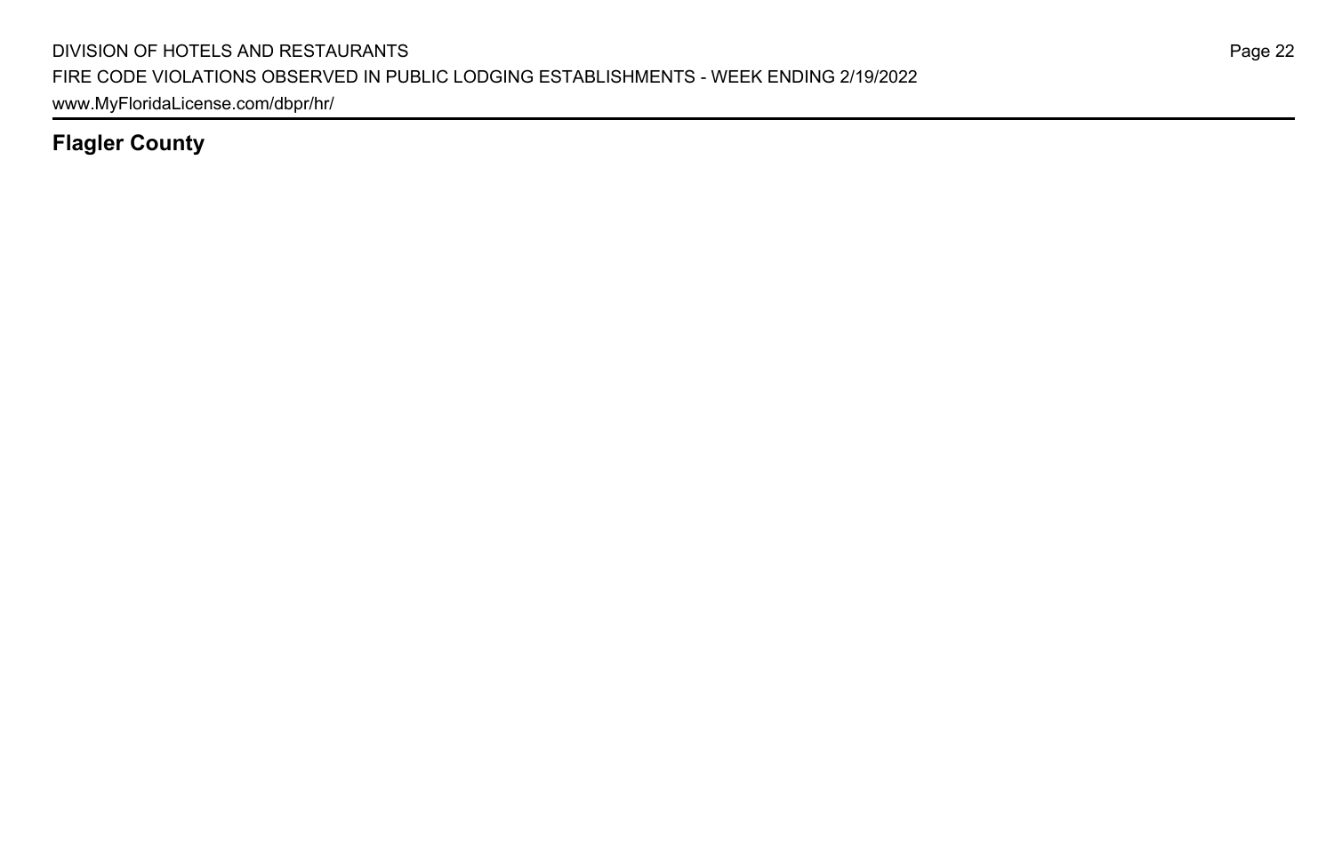## Flagler County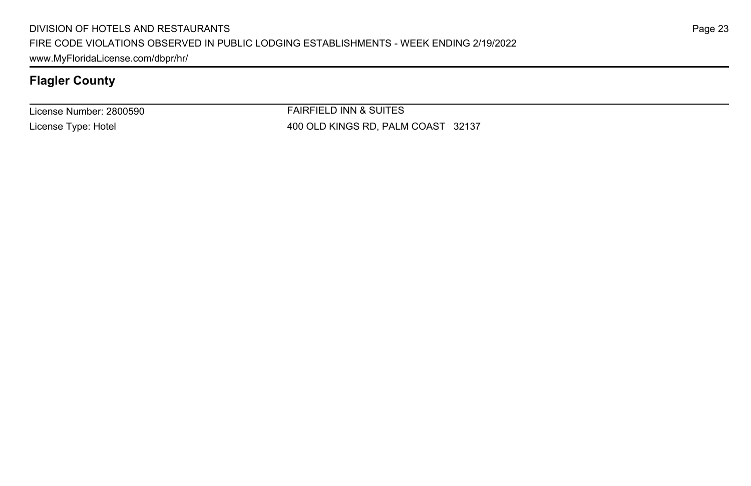## Flagler County

| License Number: 2800590 | FAIRFIELD INN & SUITES |
|---|---|
| License Type: Hotel | 400 OLD KINGS RD, PALM COAST 32137 |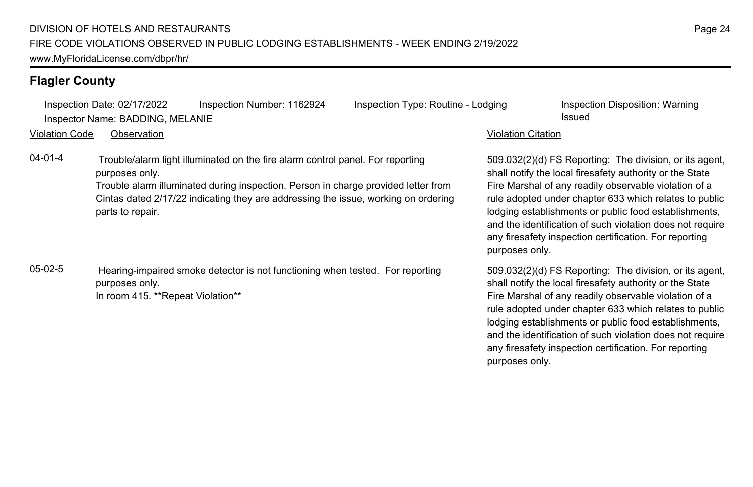## Flagler County

Inspection Date: 02/17/2022 | Inspection Number: 1162924 | Inspection Type: Routine - Lodging | Inspection Disposition: Warning Issued

Inspector Name: BADDING, MELANIE

| Violation Code | Observation | Violation Citation |
| --- | --- | --- |
| 04-01-4 | Trouble/alarm light illuminated on the fire alarm control panel. For reporting purposes only. Trouble alarm illuminated during inspection. Person in charge provided letter from Cintas dated 2/17/22 indicating they are addressing the issue, working on ordering parts to repair. | 509.032(2)(d) FS Reporting: The division, or its agent, shall notify the local firesafety authority or the State Fire Marshal of any readily observable violation of a rule adopted under chapter 633 which relates to public lodging establishments or public food establishments, and the identification of such violation does not require any firesafety inspection certification. For reporting purposes only. |
| 05-02-5 | Hearing-impaired smoke detector is not functioning when tested. For reporting purposes only. In room 415. **Repeat Violation** | 509.032(2)(d) FS Reporting: The division, or its agent, shall notify the local firesafety authority or the State Fire Marshal of any readily observable violation of a rule adopted under chapter 633 which relates to public lodging establishments or public food establishments, and the identification of such violation does not require any firesafety inspection certification. For reporting purposes only. |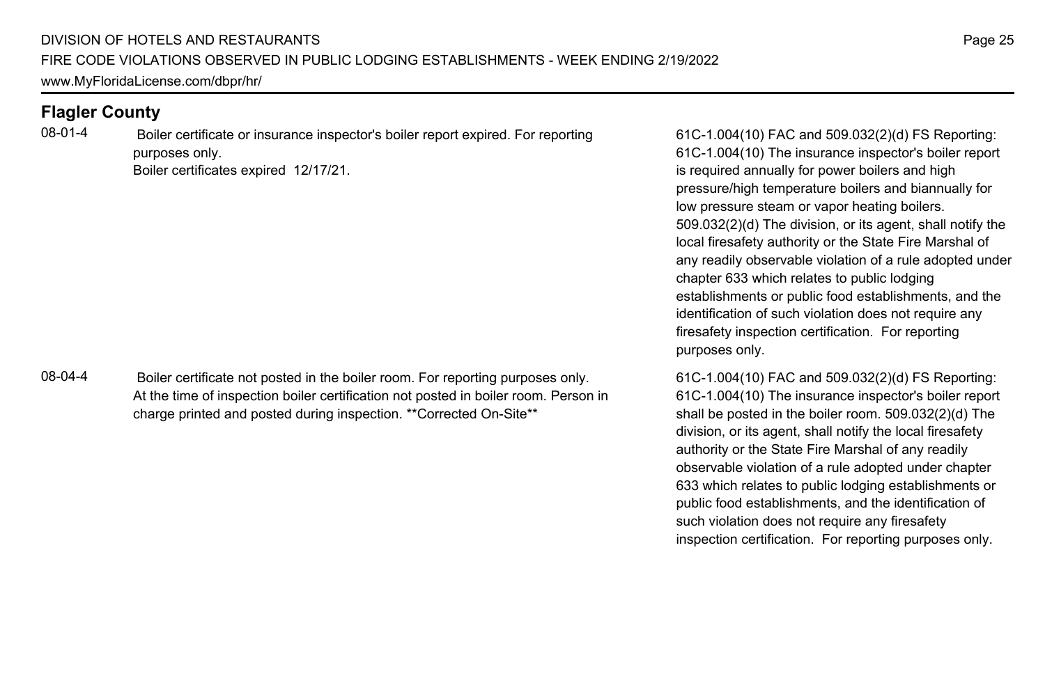## Flagler County

| Code | Violation | Rule |
|---|---|---|
| 08-01-4 | Boiler certificate or insurance inspector's boiler report expired. For reporting purposes only. Boiler certificates expired 12/17/21. | 61C-1.004(10) FAC and 509.032(2)(d) FS Reporting: 61C-1.004(10) The insurance inspector's boiler report is required annually for power boilers and high pressure/high temperature boilers and biannually for low pressure steam or vapor heating boilers. 509.032(2)(d) The division, or its agent, shall notify the local firesafety authority or the State Fire Marshal of any readily observable violation of a rule adopted under chapter 633 which relates to public lodging establishments or public food establishments, and the identification of such violation does not require any firesafety inspection certification. For reporting purposes only. |
| 08-04-4 | Boiler certificate not posted in the boiler room. For reporting purposes only. At the time of inspection boiler certification not posted in boiler room. Person in charge printed and posted during inspection. **Corrected On-Site** | 61C-1.004(10) FAC and 509.032(2)(d) FS Reporting: 61C-1.004(10) The insurance inspector's boiler report shall be posted in the boiler room. 509.032(2)(d) The division, or its agent, shall notify the local firesafety authority or the State Fire Marshal of any readily observable violation of a rule adopted under chapter 633 which relates to public lodging establishments or public food establishments, and the identification of such violation does not require any firesafety inspection certification. For reporting purposes only. |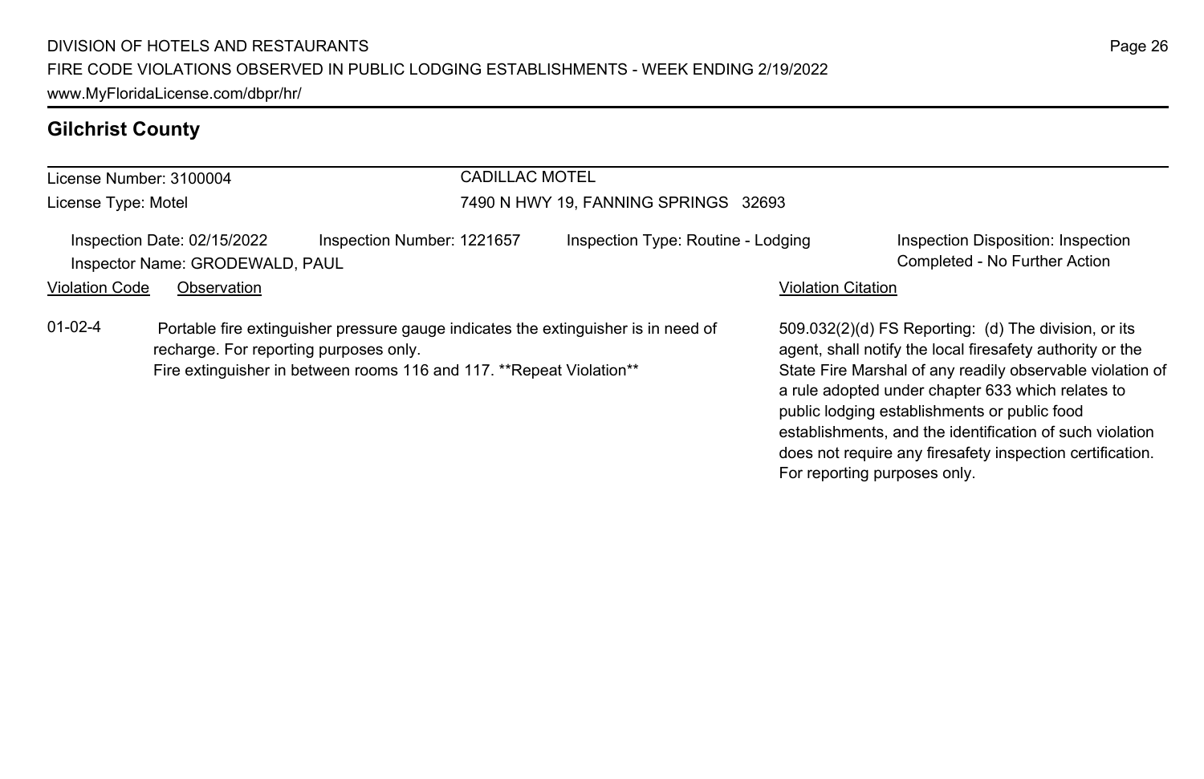## Gilchrist County

License Number: 3100004
License Type: Motel

CADILLAC MOTEL
7490 N HWY 19, FANNING SPRINGS 32693

Inspection Date: 02/15/2022
Inspection Number: 1221657
Inspection Type: Routine - Lodging
Inspection Disposition: Inspection Completed - No Further Action
Inspector Name: GRODEWALD, PAUL

| Violation Code | Observation | Violation Citation |
| --- | --- | --- |
| 01-02-4 | Portable fire extinguisher pressure gauge indicates the extinguisher is in need of recharge. For reporting purposes only. Fire extinguisher in between rooms 116 and 117. **Repeat Violation** | 509.032(2)(d) FS Reporting: (d) The division, or its agent, shall notify the local firesafety authority or the State Fire Marshal of any readily observable violation of a rule adopted under chapter 633 which relates to public lodging establishments or public food establishments, and the identification of such violation does not require any firesafety inspection certification. For reporting purposes only. |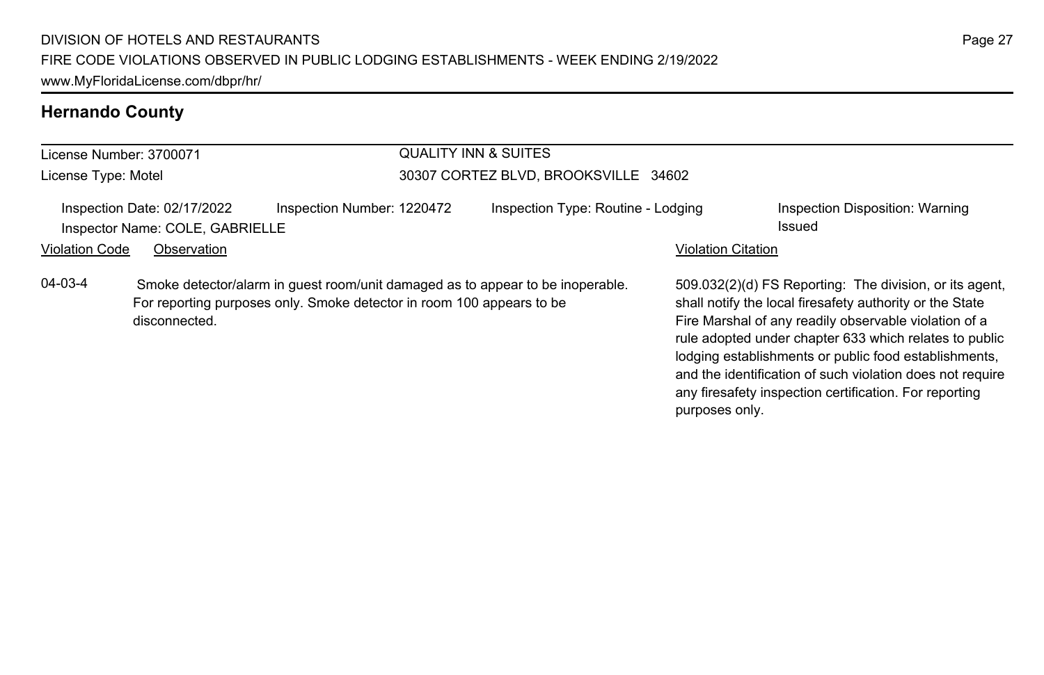## Hernando County

License Number: 3700071

License Type: Motel

QUALITY INN & SUITES

30307 CORTEZ BLVD, BROOKSVILLE 34602

Inspection Date: 02/17/2022 | Inspection Number: 1220472 | Inspection Type: Routine - Lodging | Inspection Disposition: Warning Issued

Inspector Name: COLE, GABRIELLE

| Violation Code | Observation | Violation Citation |
| --- | --- | --- |
| 04-03-4 | Smoke detector/alarm in guest room/unit damaged as to appear to be inoperable. For reporting purposes only. Smoke detector in room 100 appears to be disconnected. | 509.032(2)(d) FS Reporting: The division, or its agent, shall notify the local firesafety authority or the State Fire Marshal of any readily observable violation of a rule adopted under chapter 633 which relates to public lodging establishments or public food establishments, and the identification of such violation does not require any firesafety inspection certification. For reporting purposes only. |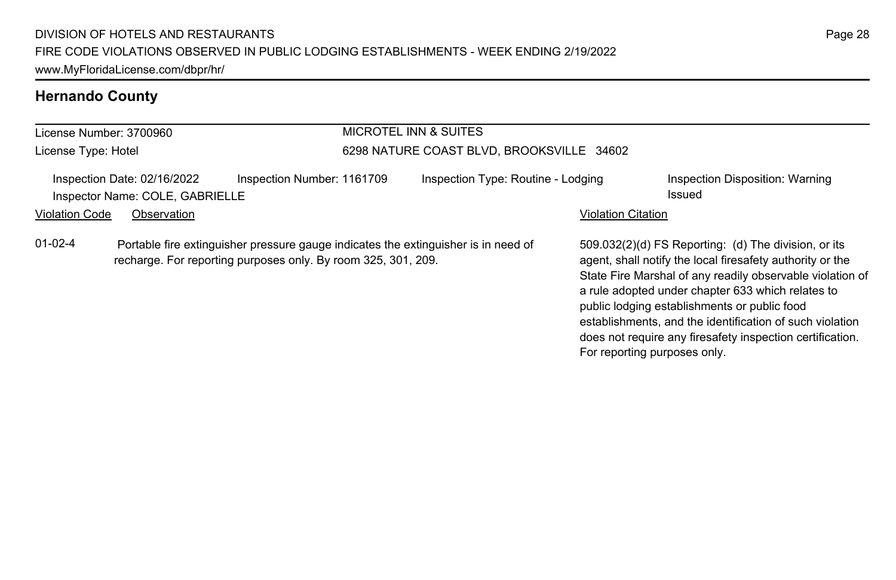## Hernando County

License Number: 3700960

License Type: Hotel

MICROTEL INN & SUITES

6298 NATURE COAST BLVD, BROOKSVILLE 34602

Inspection Date: 02/16/2022 | Inspection Number: 1161709 | Inspection Type: Routine - Lodging | Inspection Disposition: Warning Issued

Inspector Name: COLE, GABRIELLE

| Violation Code | Observation | Violation Citation |
| --- | --- | --- |
| 01-02-4 | Portable fire extinguisher pressure gauge indicates the extinguisher is in need of recharge. For reporting purposes only. By room 325, 301, 209. | 509.032(2)(d) FS Reporting: (d) The division, or its agent, shall notify the local firesafety authority or the State Fire Marshal of any readily observable violation of a rule adopted under chapter 633 which relates to public lodging establishments or public food establishments, and the identification of such violation does not require any firesafety inspection certification. For reporting purposes only. |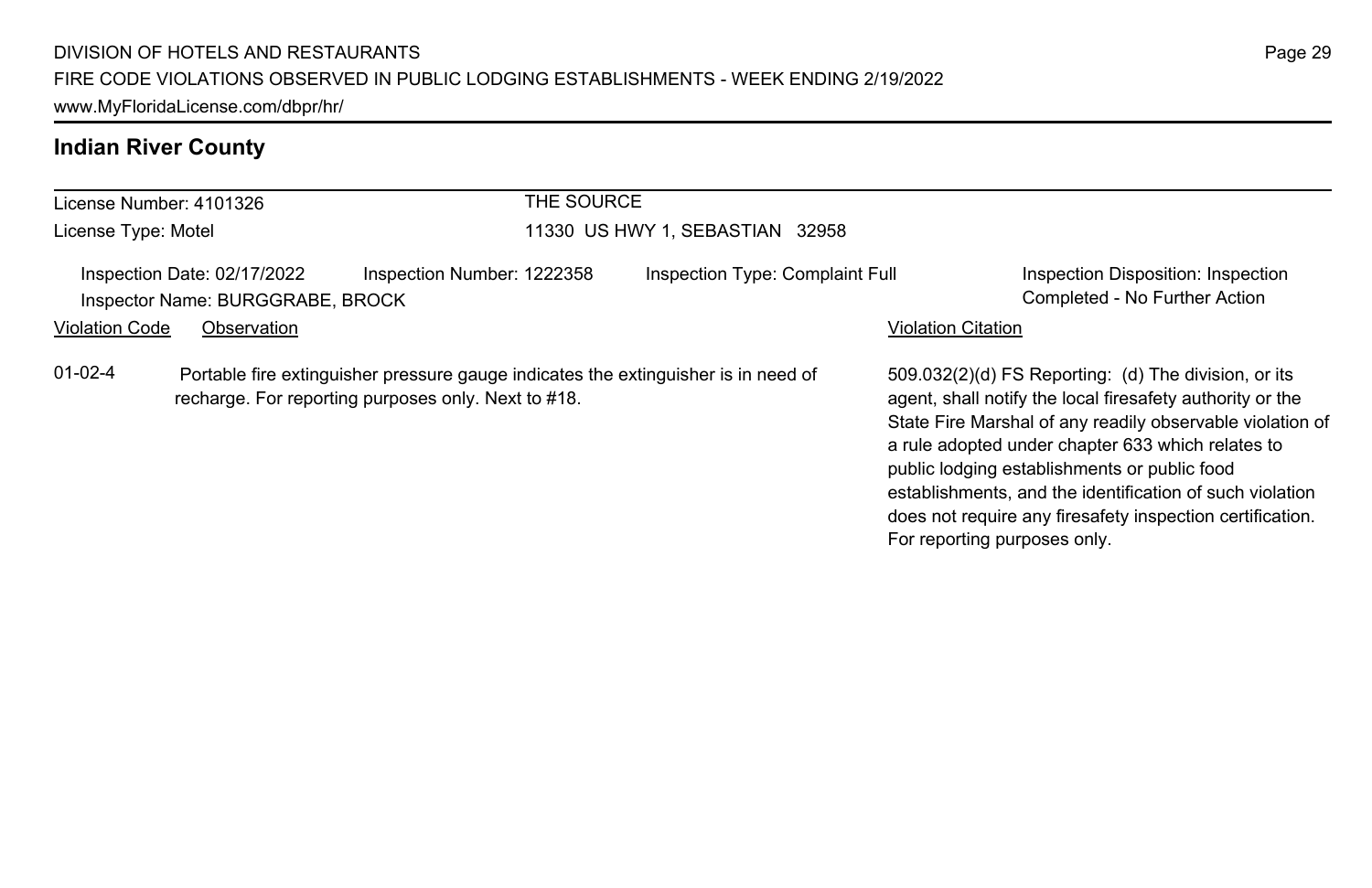## Indian River County

| License Number: 4101326 | THE SOURCE |
|---|---|
| License Type: Motel | 11330 US HWY 1, SEBASTIAN 32958 |

Inspection Date: 02/17/2022 | Inspection Number: 1222358 | Inspection Type: Complaint Full | Inspection Disposition: Inspection Completed - No Further Action

Inspector Name: BURGGRABE, BROCK

| Violation Code | Observation | Violation Citation |
|---|---|---|
| 01-02-4 | Portable fire extinguisher pressure gauge indicates the extinguisher is in need of recharge. For reporting purposes only. Next to #18. | 509.032(2)(d) FS Reporting: (d) The division, or its agent, shall notify the local firesafety authority or the State Fire Marshal of any readily observable violation of a rule adopted under chapter 633 which relates to public lodging establishments or public food establishments, and the identification of such violation does not require any firesafety inspection certification. For reporting purposes only. |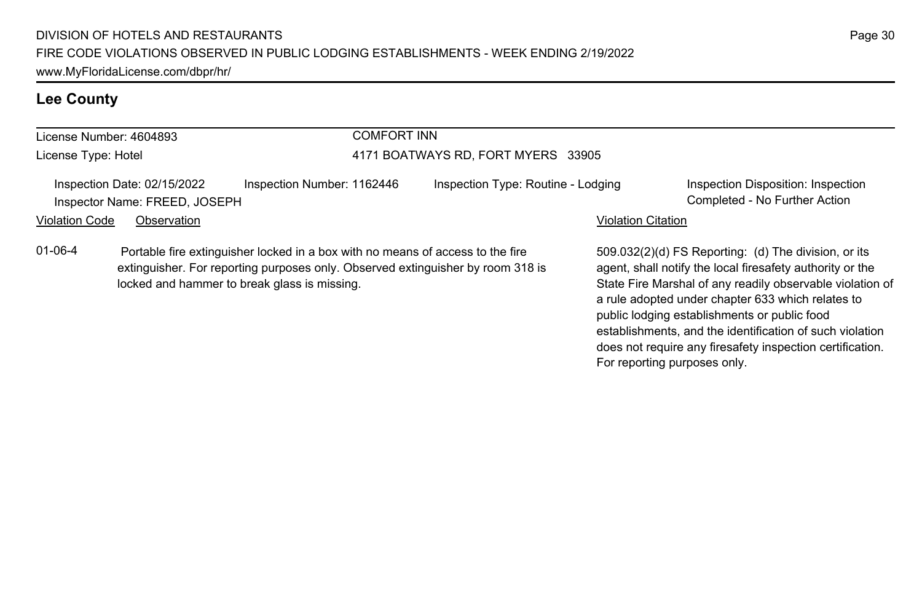## Lee County

License Number: 4604893
License Type: Hotel

COMFORT INN
4171 BOATWAYS RD, FORT MYERS 33905

Inspection Date: 02/15/2022
Inspector Name: FREED, JOSEPH
Inspection Number: 1162446
Inspection Type: Routine - Lodging
Inspection Disposition: Inspection Completed - No Further Action

| Violation Code | Observation | Violation Citation |
| --- | --- | --- |
| 01-06-4 | Portable fire extinguisher locked in a box with no means of access to the fire extinguisher. For reporting purposes only. Observed extinguisher by room 318 is locked and hammer to break glass is missing. | 509.032(2)(d) FS Reporting: (d) The division, or its agent, shall notify the local firesafety authority or the State Fire Marshal of any readily observable violation of a rule adopted under chapter 633 which relates to public lodging establishments or public food establishments, and the identification of such violation does not require any firesafety inspection certification. For reporting purposes only. |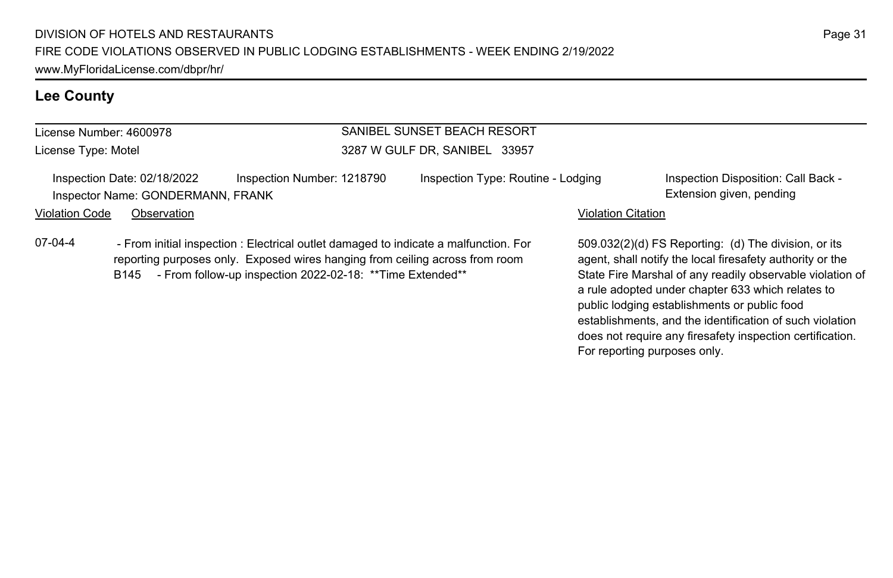## Lee County

License Number: 4600978

License Type: Motel

SANIBEL SUNSET BEACH RESORT

3287 W GULF DR, SANIBEL 33957

Inspection Date: 02/18/2022 Inspection Number: 1218790 Inspection Type: Routine - Lodging

Inspector Name: GONDERMANN, FRANK

Inspection Disposition: Call Back - Extension given, pending

| Violation Code | Observation | Violation Citation |
| --- | --- | --- |
| 07-04-4 | - From initial inspection : Electrical outlet damaged to indicate a malfunction. For reporting purposes only. Exposed wires hanging from ceiling across from room B145 - From follow-up inspection 2022-02-18: **Time Extended** | 509.032(2)(d) FS Reporting: (d) The division, or its agent, shall notify the local firesafety authority or the State Fire Marshal of any readily observable violation of a rule adopted under chapter 633 which relates to public lodging establishments or public food establishments, and the identification of such violation does not require any firesafety inspection certification. For reporting purposes only. |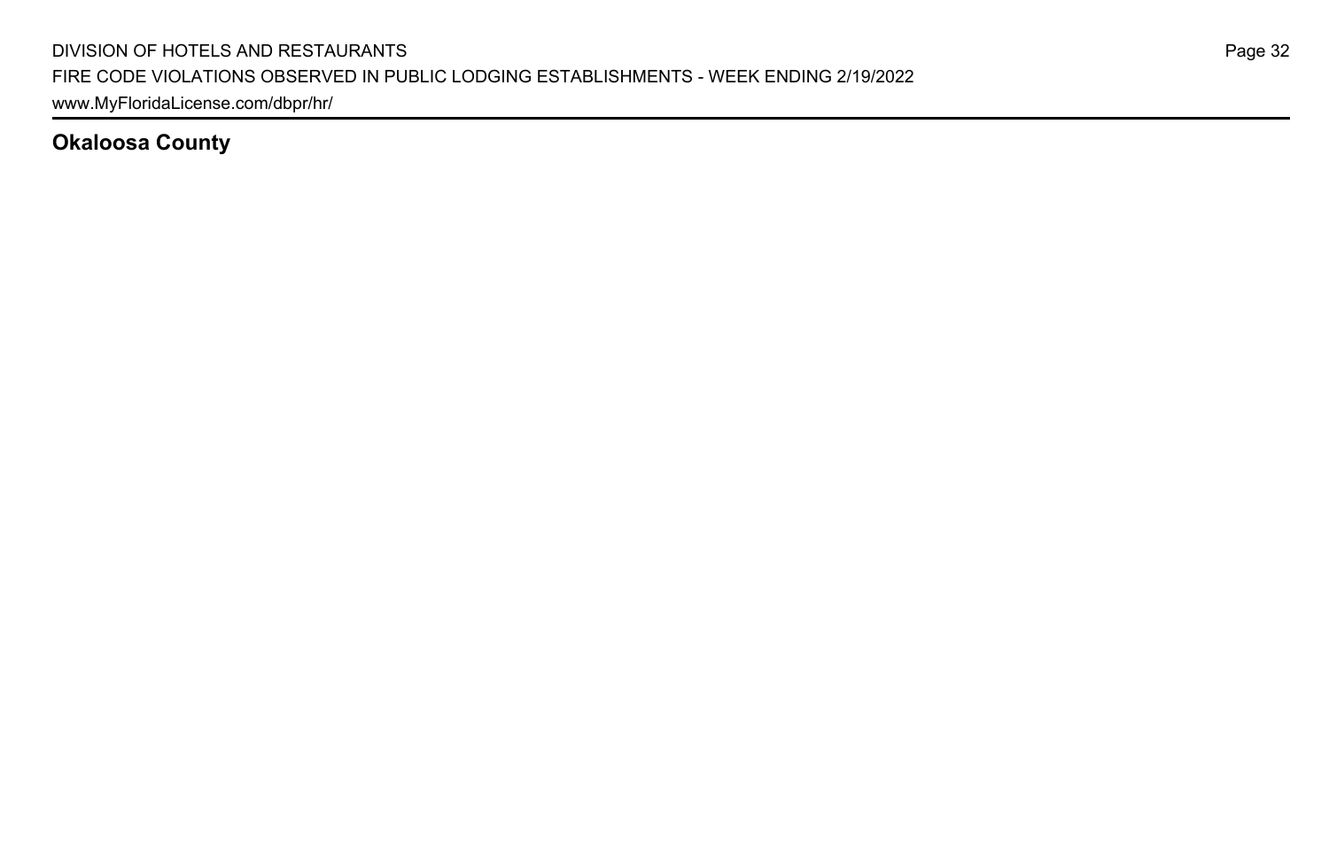## Okaloosa County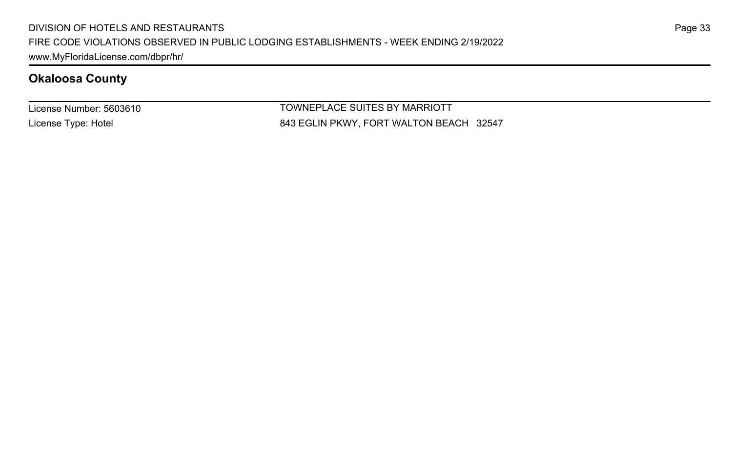## Okaloosa County

| License Number: 5603610 | TOWNEPLACE SUITES BY MARRIOTT |
| --- | --- |
| License Type: Hotel | 843 EGLIN PKWY, FORT WALTON BEACH 32547 |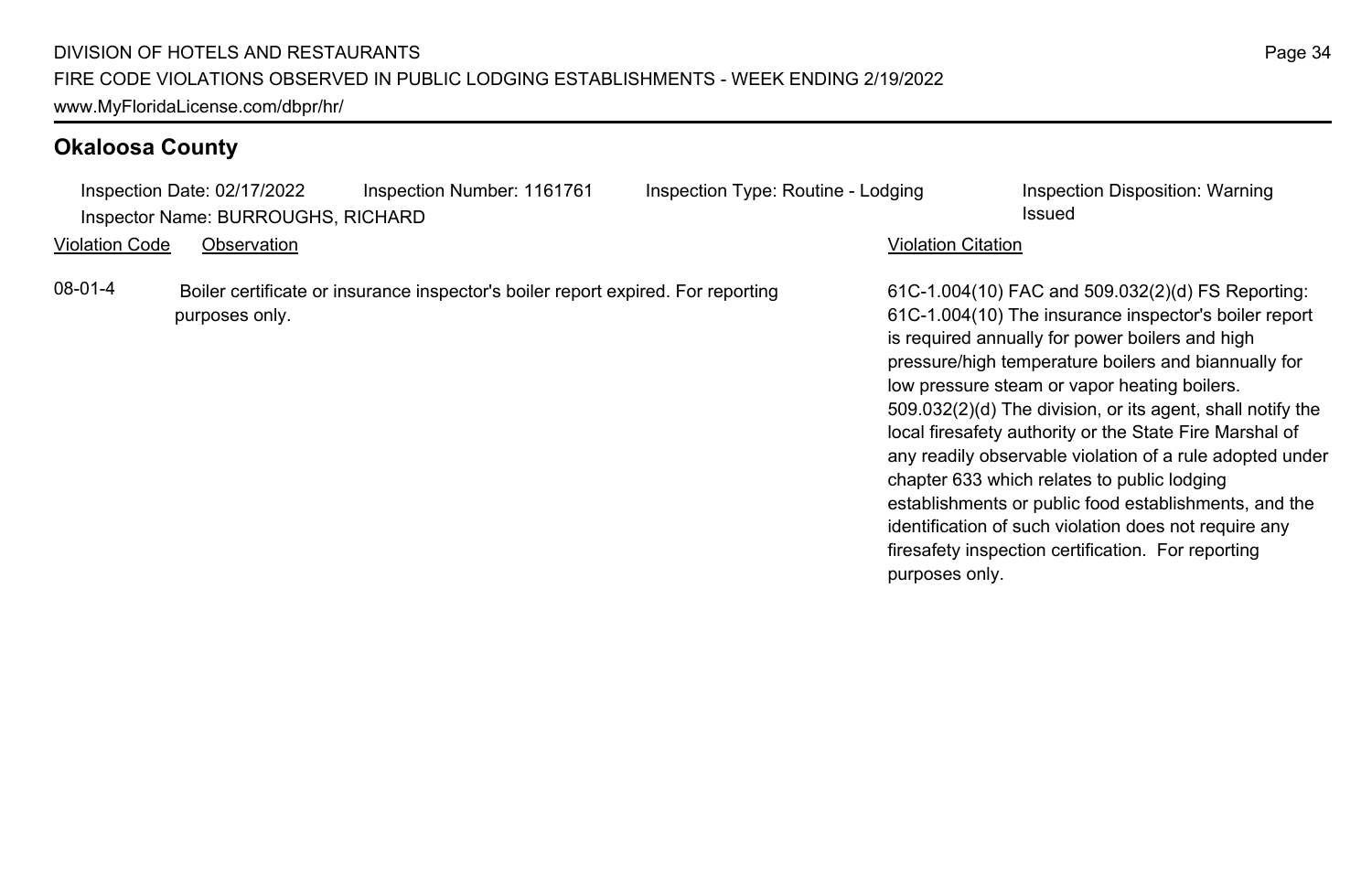## Okaloosa County

Inspection Date: 02/17/2022 Inspection Number: 1161761 Inspection Type: Routine - Lodging Inspection Disposition: Warning Issued

Inspector Name: BURROUGHS, RICHARD

| Violation Code | Observation | Violation Citation |
| --- | --- | --- |
| 08-01-4 | Boiler certificate or insurance inspector's boiler report expired. For reporting purposes only. | 61C-1.004(10) FAC and 509.032(2)(d) FS Reporting: 61C-1.004(10) The insurance inspector's boiler report is required annually for power boilers and high pressure/high temperature boilers and biannually for low pressure steam or vapor heating boilers. 509.032(2)(d) The division, or its agent, shall notify the local firesafety authority or the State Fire Marshal of any readily observable violation of a rule adopted under chapter 633 which relates to public lodging establishments or public food establishments, and the identification of such violation does not require any firesafety inspection certification. For reporting purposes only. |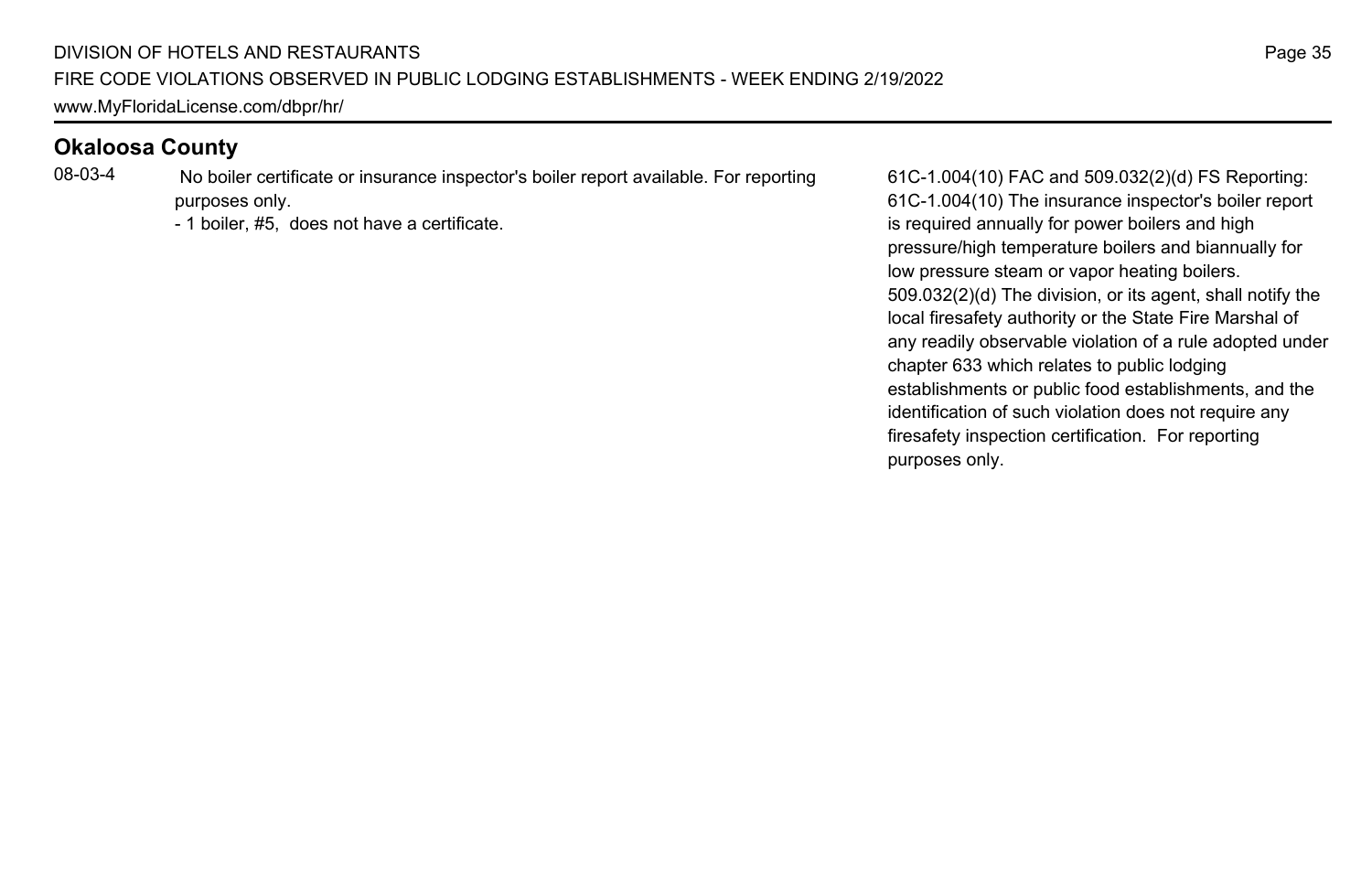## Okaloosa County

| | | |
|---|---|---|
| 08-03-4 | No boiler certificate or insurance inspector's boiler report available. For reporting purposes only.<br>- 1 boiler, #5, does not have a certificate. | 61C-1.004(10) FAC and 509.032(2)(d) FS Reporting: 61C-1.004(10) The insurance inspector's boiler report is required annually for power boilers and high pressure/high temperature boilers and biannually for low pressure steam or vapor heating boilers. 509.032(2)(d) The division, or its agent, shall notify the local firesafety authority or the State Fire Marshal of any readily observable violation of a rule adopted under chapter 633 which relates to public lodging establishments or public food establishments, and the identification of such violation does not require any firesafety inspection certification. For reporting purposes only. |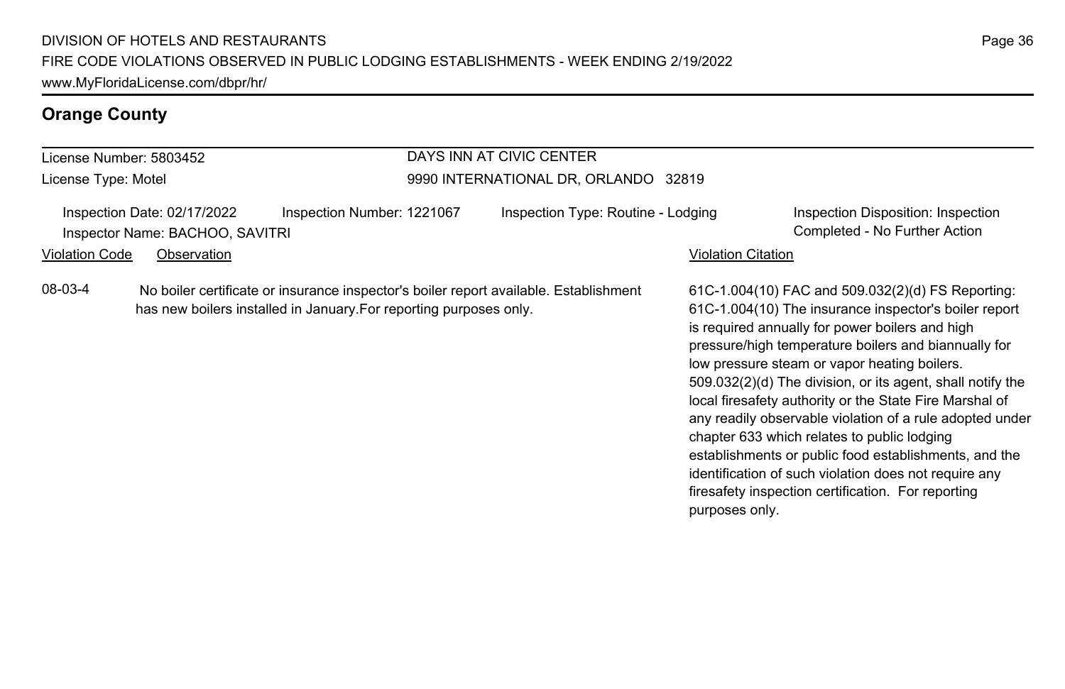## Orange County

| License Number: 5803452 | DAYS INN AT CIVIC CENTER |
|---|---|
| License Type: Motel | 9990 INTERNATIONAL DR, ORLANDO 32819 |

Inspection Date: 02/17/2022 | Inspection Number: 1221067 | Inspection Type: Routine - Lodging | Inspection Disposition: Inspection Completed - No Further Action

Inspector Name: BACHOO, SAVITRI

| Violation Code | Observation | Violation Citation |
|---|---|---|
| 08-03-4 | No boiler certificate or insurance inspector's boiler report available. Establishment has new boilers installed in January.For reporting purposes only. | 61C-1.004(10) FAC and 509.032(2)(d) FS Reporting: 61C-1.004(10) The insurance inspector's boiler report is required annually for power boilers and high pressure/high temperature boilers and biannually for low pressure steam or vapor heating boilers. 509.032(2)(d) The division, or its agent, shall notify the local firesafety authority or the State Fire Marshal of any readily observable violation of a rule adopted under chapter 633 which relates to public lodging establishments or public food establishments, and the identification of such violation does not require any firesafety inspection certification. For reporting purposes only. |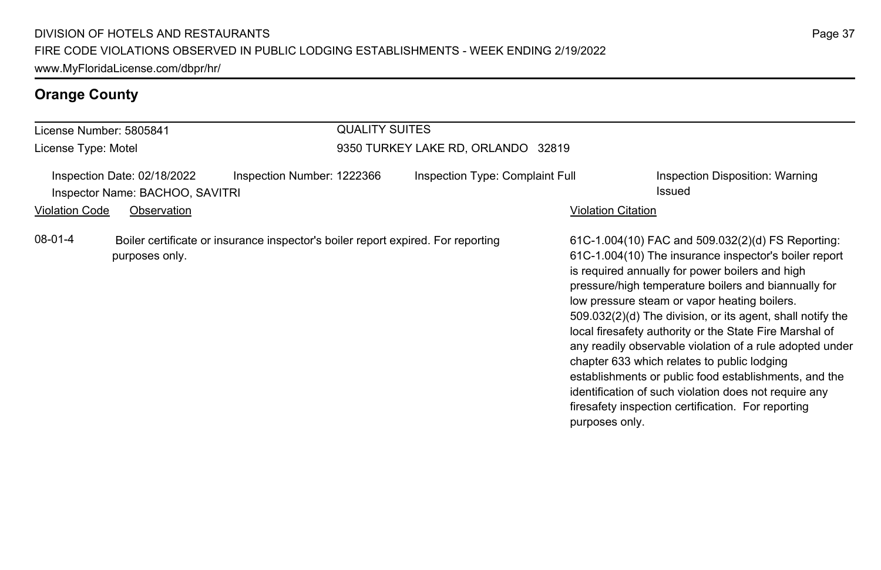## Orange County

License Number: 5805841
License Type: Motel

QUALITY SUITES
9350 TURKEY LAKE RD, ORLANDO 32819

Inspection Date: 02/18/2022
Inspection Number: 1222366
Inspection Type: Complaint Full
Inspection Disposition: Warning Issued
Inspector Name: BACHOO, SAVITRI

| Violation Code | Observation | Violation Citation |
| --- | --- | --- |
| 08-01-4 | Boiler certificate or insurance inspector's boiler report expired. For reporting purposes only. | 61C-1.004(10) FAC and 509.032(2)(d) FS Reporting: 61C-1.004(10) The insurance inspector's boiler report is required annually for power boilers and high pressure/high temperature boilers and biannually for low pressure steam or vapor heating boilers. 509.032(2)(d) The division, or its agent, shall notify the local firesafety authority or the State Fire Marshal of any readily observable violation of a rule adopted under chapter 633 which relates to public lodging establishments or public food establishments, and the identification of such violation does not require any firesafety inspection certification. For reporting purposes only. |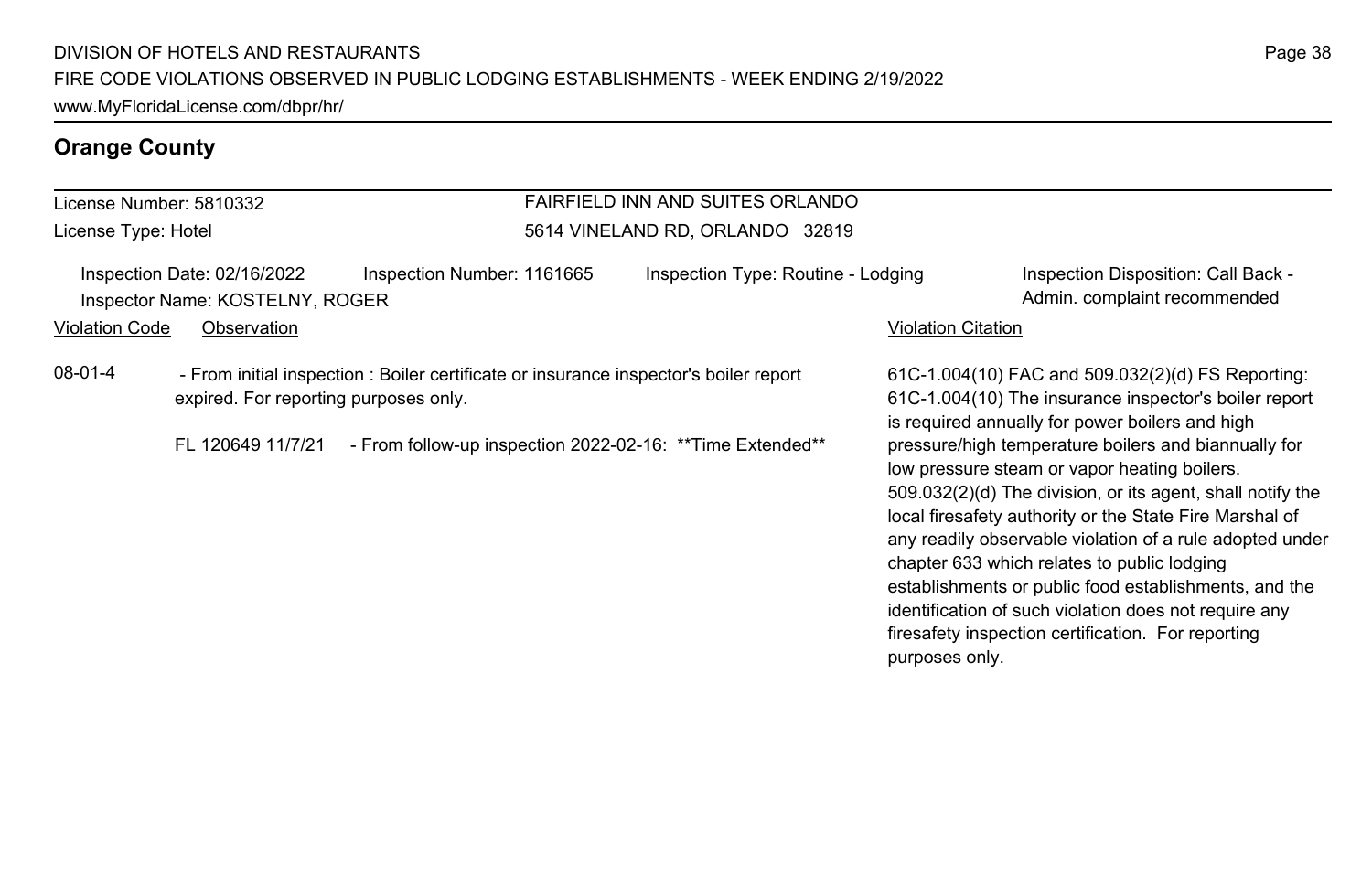## Orange County

License Number: 5810332
License Type: Hotel

FAIRFIELD INN AND SUITES ORLANDO
5614 VINELAND RD, ORLANDO 32819

Inspection Date: 02/16/2022
Inspector Name: KOSTELNY, ROGER
Inspection Number: 1161665
Inspection Type: Routine - Lodging
Inspection Disposition: Call Back - Admin. complaint recommended

| Violation Code | Observation | Violation Citation |
| --- | --- | --- |
| 08-01-4 | - From initial inspection : Boiler certificate or insurance inspector's boiler report expired. For reporting purposes only.<br><br>FL 120649 11/7/21 - From follow-up inspection 2022-02-16: **Time Extended** | 61C-1.004(10) FAC and 509.032(2)(d) FS Reporting: 61C-1.004(10) The insurance inspector's boiler report is required annually for power boilers and high pressure/high temperature boilers and biannually for low pressure steam or vapor heating boilers. 509.032(2)(d) The division, or its agent, shall notify the local firesafety authority or the State Fire Marshal of any readily observable violation of a rule adopted under chapter 633 which relates to public lodging establishments or public food establishments, and the identification of such violation does not require any firesafety inspection certification. For reporting purposes only. |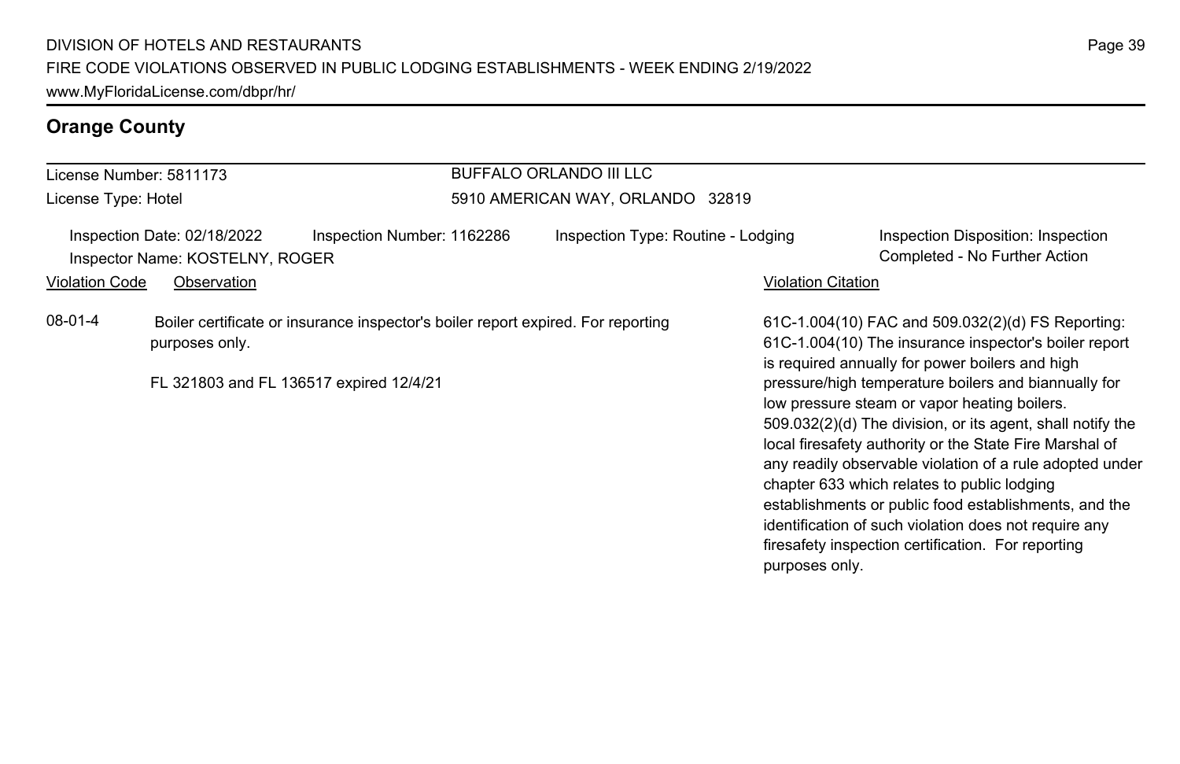## Orange County

License Number: 5811173
License Type: Hotel

BUFFALO ORLANDO III LLC
5910 AMERICAN WAY, ORLANDO 32819

Inspection Date: 02/18/2022 Inspection Number: 1162286 Inspection Type: Routine - Lodging Inspection Disposition: Inspection Completed - No Further Action
Inspector Name: KOSTELNY, ROGER

| Violation Code | Observation | Violation Citation |
| --- | --- | --- |
| 08-01-4 | Boiler certificate or insurance inspector's boiler report expired. For reporting purposes only.<br><br>FL 321803 and FL 136517 expired 12/4/21 | 61C-1.004(10) FAC and 509.032(2)(d) FS Reporting: 61C-1.004(10) The insurance inspector's boiler report is required annually for power boilers and high pressure/high temperature boilers and biannually for low pressure steam or vapor heating boilers. 509.032(2)(d) The division, or its agent, shall notify the local firesafety authority or the State Fire Marshal of any readily observable violation of a rule adopted under chapter 633 which relates to public lodging establishments or public food establishments, and the identification of such violation does not require any firesafety inspection certification. For reporting purposes only. |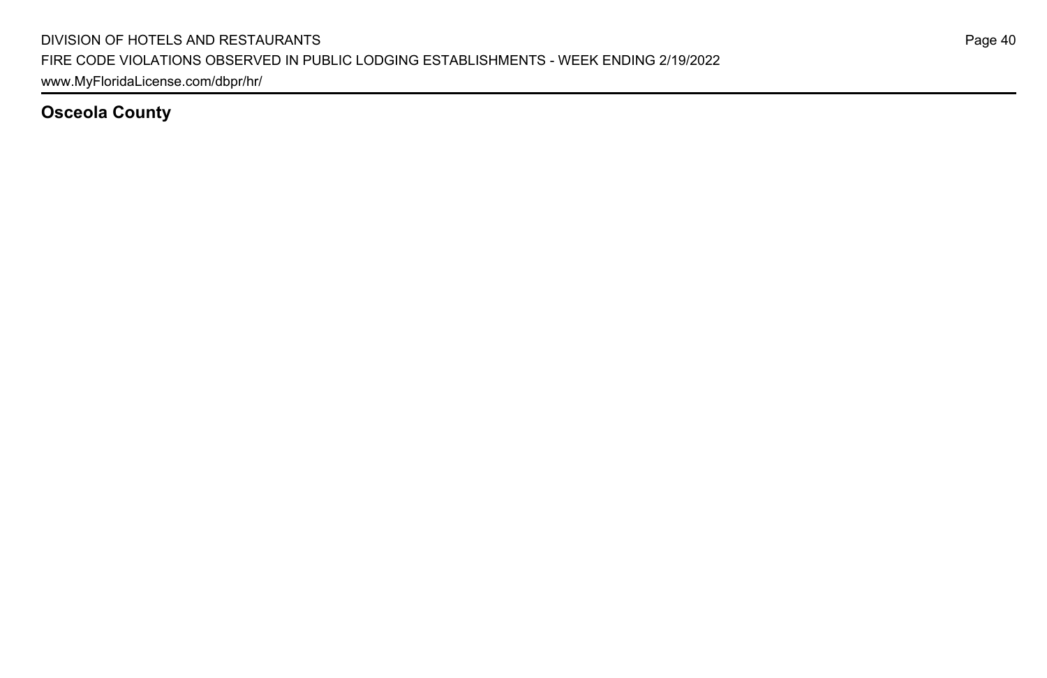## Osceola County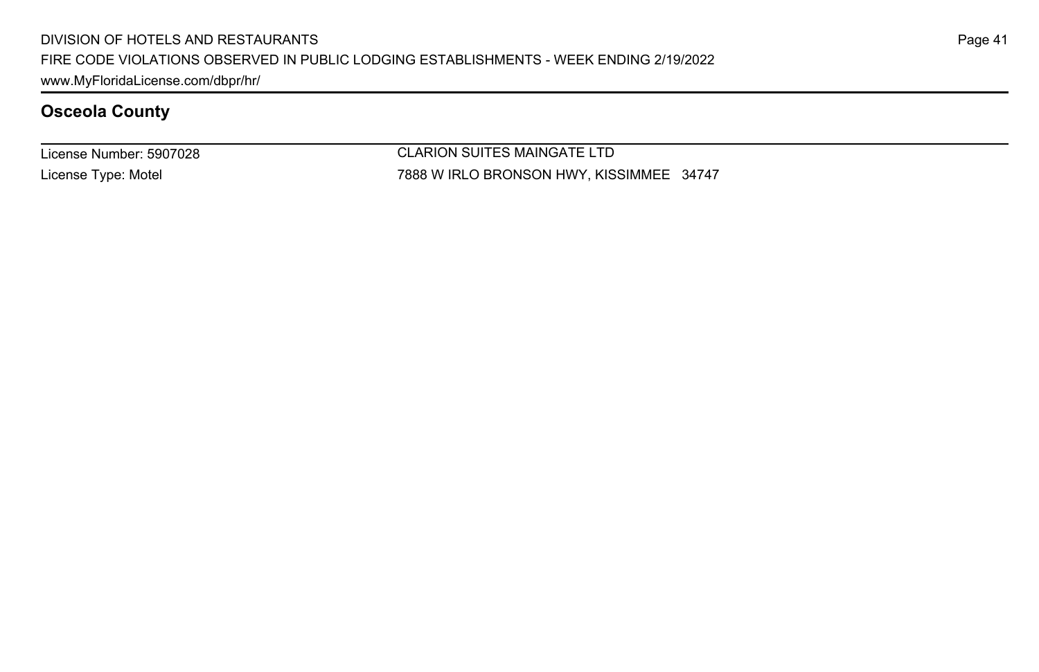## Osceola County

| License Number: 5907028 | CLARION SUITES MAINGATE LTD |
| --- | --- |
| License Type: Motel | 7888 W IRLO BRONSON HWY, KISSIMMEE 34747 |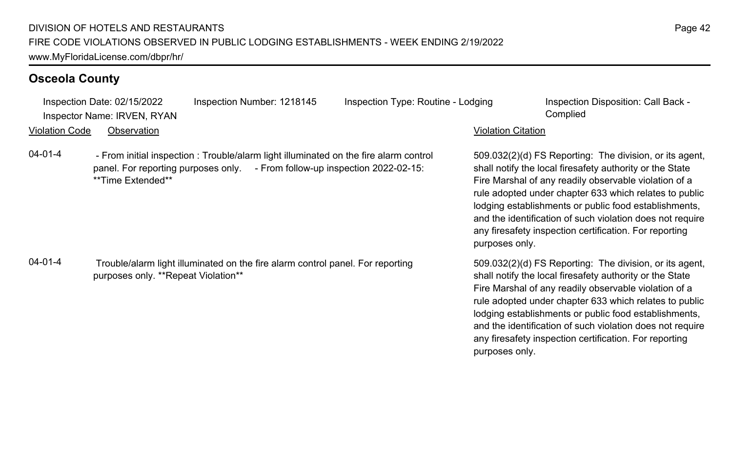## Osceola County

Inspection Date: 02/15/2022 | Inspection Number: 1218145 | Inspection Type: Routine - Lodging | Inspection Disposition: Call Back - Complied

Inspector Name: IRVEN, RYAN

| Violation Code | Observation | Violation Citation |
| --- | --- | --- |
| 04-01-4 | - From initial inspection : Trouble/alarm light illuminated on the fire alarm control panel. For reporting purposes only. - From follow-up inspection 2022-02-15: **Time Extended** | 509.032(2)(d) FS Reporting: The division, or its agent, shall notify the local firesafety authority or the State Fire Marshal of any readily observable violation of a rule adopted under chapter 633 which relates to public lodging establishments or public food establishments, and the identification of such violation does not require any firesafety inspection certification. For reporting purposes only. |
| 04-01-4 | Trouble/alarm light illuminated on the fire alarm control panel. For reporting purposes only. **Repeat Violation** | 509.032(2)(d) FS Reporting: The division, or its agent, shall notify the local firesafety authority or the State Fire Marshal of any readily observable violation of a rule adopted under chapter 633 which relates to public lodging establishments or public food establishments, and the identification of such violation does not require any firesafety inspection certification. For reporting purposes only. |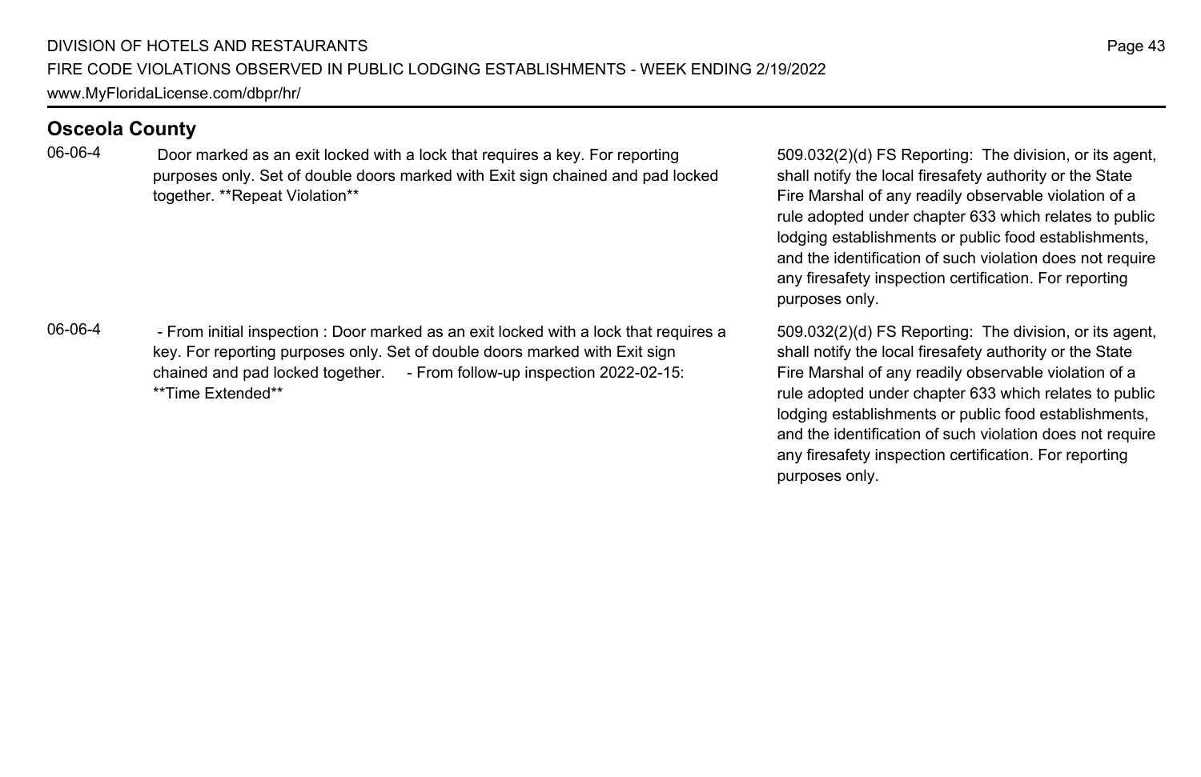## Osceola County

| | | |
|---|---|---|
| 06-06-4 | Door marked as an exit locked with a lock that requires a key. For reporting purposes only. Set of double doors marked with Exit sign chained and pad locked together. **Repeat Violation** | 509.032(2)(d) FS Reporting: The division, or its agent, shall notify the local firesafety authority or the State Fire Marshal of any readily observable violation of a rule adopted under chapter 633 which relates to public lodging establishments or public food establishments, and the identification of such violation does not require any firesafety inspection certification. For reporting purposes only. |
| 06-06-4 | - From initial inspection : Door marked as an exit locked with a lock that requires a key. For reporting purposes only. Set of double doors marked with Exit sign chained and pad locked together. - From follow-up inspection 2022-02-15: **Time Extended** | 509.032(2)(d) FS Reporting: The division, or its agent, shall notify the local firesafety authority or the State Fire Marshal of any readily observable violation of a rule adopted under chapter 633 which relates to public lodging establishments or public food establishments, and the identification of such violation does not require any firesafety inspection certification. For reporting purposes only. |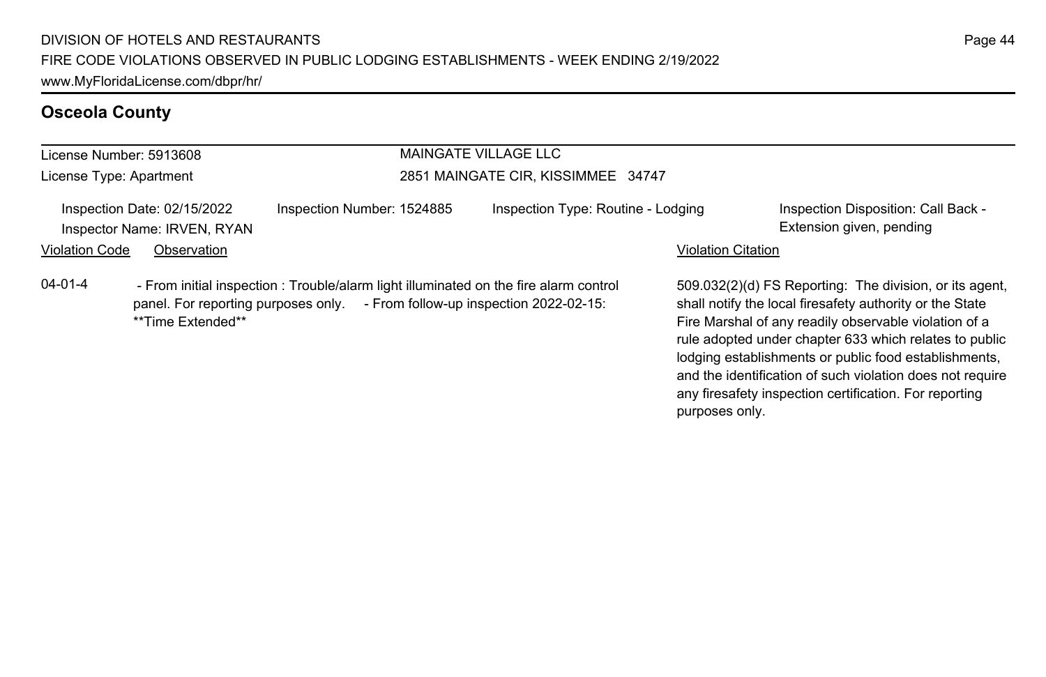## Osceola County

License Number: 5913608
License Type: Apartment

MAINGATE VILLAGE LLC
2851 MAINGATE CIR, KISSIMMEE 34747

Inspection Date: 02/15/2022
Inspector Name: IRVEN, RYAN
Inspection Number: 1524885
Inspection Type: Routine - Lodging
Inspection Disposition: Call Back - Extension given, pending

| Violation Code | Observation | Violation Citation |
| --- | --- | --- |
| 04-01-4 | - From initial inspection : Trouble/alarm light illuminated on the fire alarm control panel. For reporting purposes only. - From follow-up inspection 2022-02-15: **Time Extended** | 509.032(2)(d) FS Reporting: The division, or its agent, shall notify the local firesafety authority or the State Fire Marshal of any readily observable violation of a rule adopted under chapter 633 which relates to public lodging establishments or public food establishments, and the identification of such violation does not require any firesafety inspection certification. For reporting purposes only. |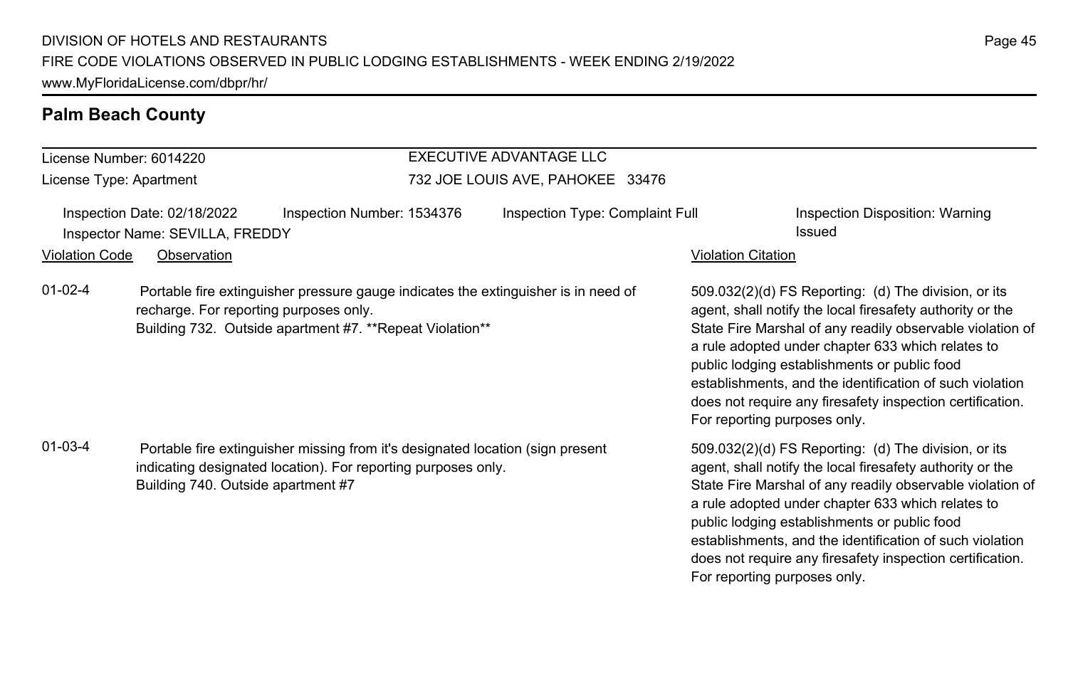## Palm Beach County

License Number: 6014220
License Type: Apartment

EXECUTIVE ADVANTAGE LLC
732 JOE LOUIS AVE, PAHOKEE 33476

Inspection Date: 02/18/2022 | Inspection Number: 1534376 | Inspection Type: Complaint Full | Inspection Disposition: Warning Issued
Inspector Name: SEVILLA, FREDDY

| Violation Code | Observation | Violation Citation |
|---|---|---|
| 01-02-4 | Portable fire extinguisher pressure gauge indicates the extinguisher is in need of recharge. For reporting purposes only. Building 732. Outside apartment #7. **Repeat Violation** | 509.032(2)(d) FS Reporting: (d) The division, or its agent, shall notify the local firesafety authority or the State Fire Marshal of any readily observable violation of a rule adopted under chapter 633 which relates to public lodging establishments or public food establishments, and the identification of such violation does not require any firesafety inspection certification. For reporting purposes only. |
| 01-03-4 | Portable fire extinguisher missing from it's designated location (sign present indicating designated location). For reporting purposes only. Building 740. Outside apartment #7 | 509.032(2)(d) FS Reporting: (d) The division, or its agent, shall notify the local firesafety authority or the State Fire Marshal of any readily observable violation of a rule adopted under chapter 633 which relates to public lodging establishments or public food establishments, and the identification of such violation does not require any firesafety inspection certification. For reporting purposes only. |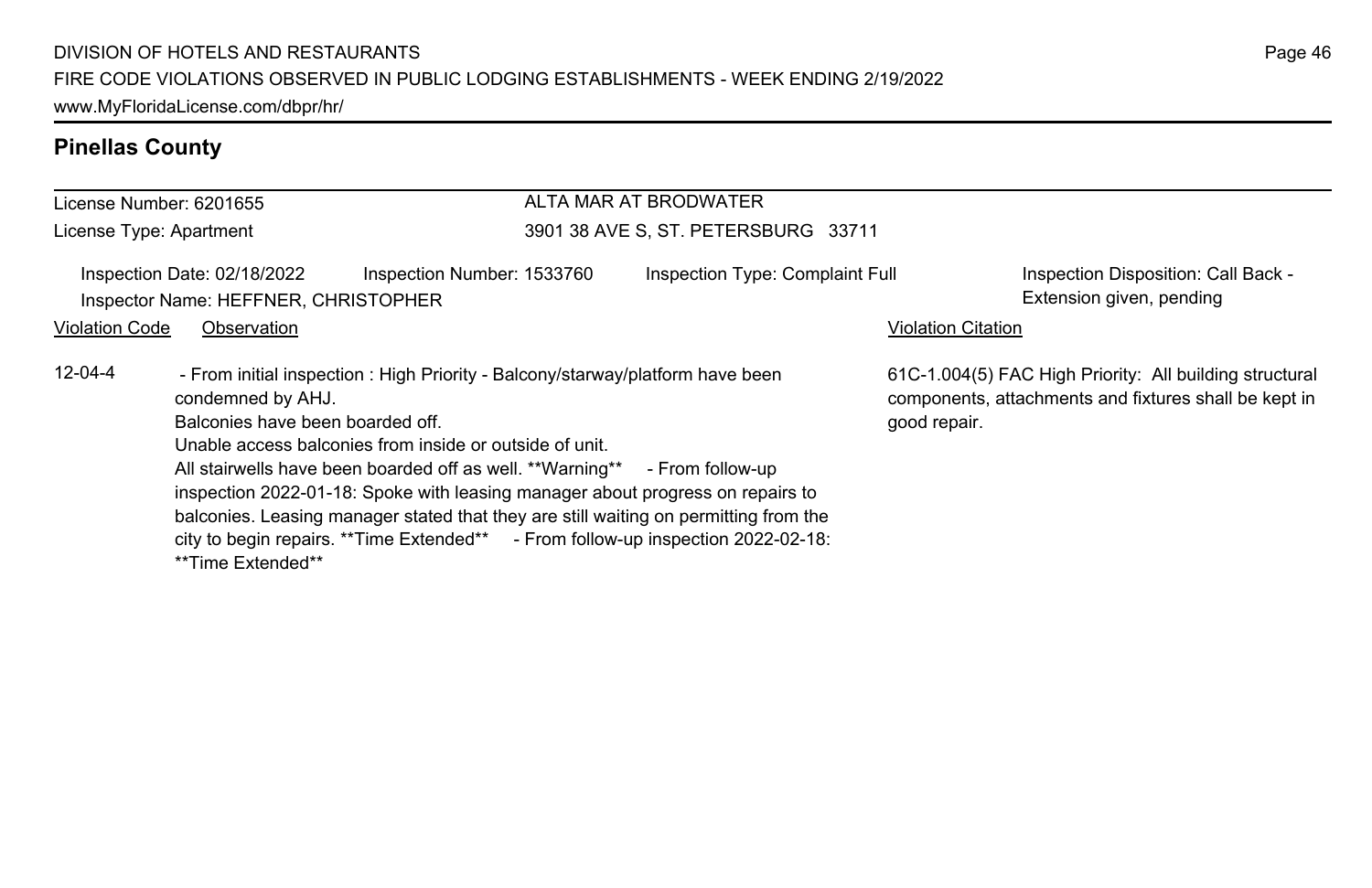## Pinellas County

License Number: 6201655
License Type: Apartment

ALTA MAR AT BRODWATER
3901 38 AVE S, ST. PETERSBURG 33711

Inspection Date: 02/18/2022 Inspection Number: 1533760 Inspection Type: Complaint Full
Inspector Name: HEFFNER, CHRISTOPHER

Inspection Disposition: Call Back - Extension given, pending

| Violation Code | Observation | Violation Citation |
|---|---|---|
| 12-04-4 | - From initial inspection : High Priority - Balcony/starway/platform have been condemned by AHJ. Balconies have been boarded off. Unable access balconies from inside or outside of unit. All stairwells have been boarded off as well. **Warning** - From follow-up inspection 2022-01-18: Spoke with leasing manager about progress on repairs to balconies. Leasing manager stated that they are still waiting on permitting from the city to begin repairs. **Time Extended** - From follow-up inspection 2022-02-18: **Time Extended** | 61C-1.004(5) FAC High Priority: All building structural components, attachments and fixtures shall be kept in good repair. |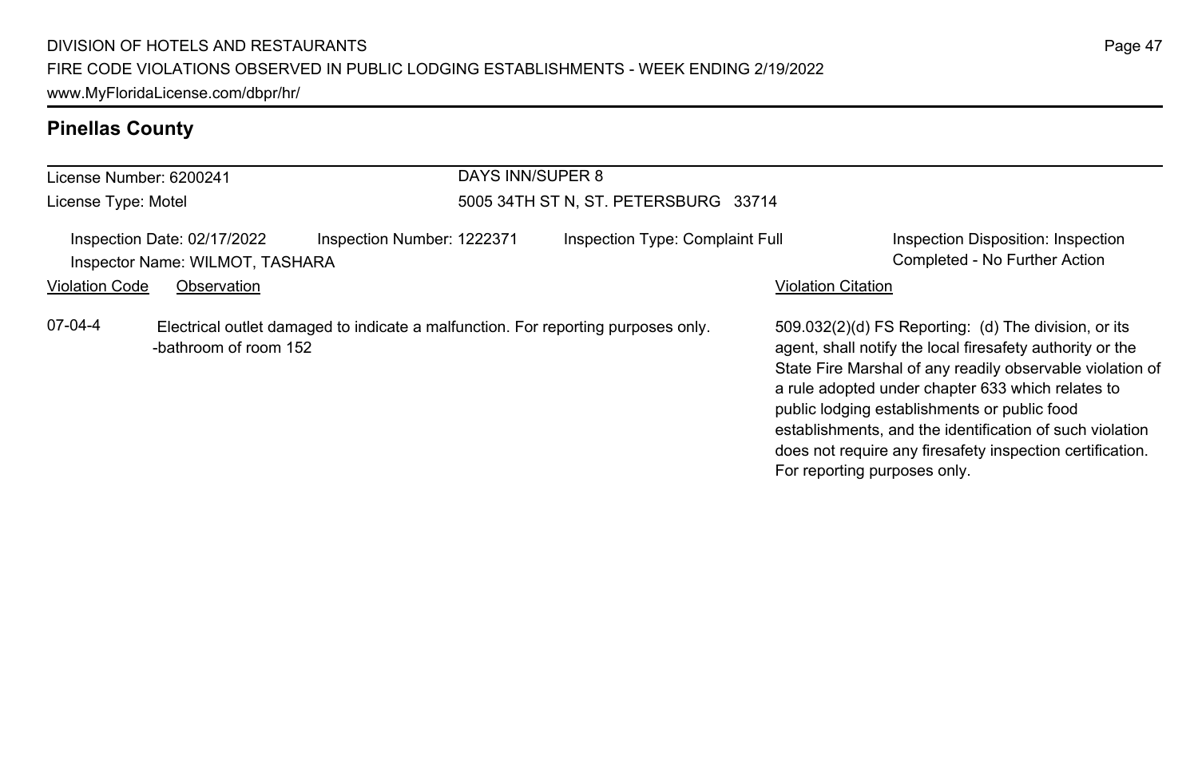## Pinellas County

License Number: 6200241
License Type: Motel

DAYS INN/SUPER 8
5005 34TH ST N, ST. PETERSBURG 33714

Inspection Date: 02/17/2022
Inspector Name: WILMOT, TASHARA
Inspection Number: 1222371
Inspection Type: Complaint Full
Inspection Disposition: Inspection Completed - No Further Action

| Violation Code | Observation | Violation Citation |
|---|---|---|
| 07-04-4 | Electrical outlet damaged to indicate a malfunction. For reporting purposes only. -bathroom of room 152 | 509.032(2)(d) FS Reporting: (d) The division, or its agent, shall notify the local firesafety authority or the State Fire Marshal of any readily observable violation of a rule adopted under chapter 633 which relates to public lodging establishments or public food establishments, and the identification of such violation does not require any firesafety inspection certification. For reporting purposes only. |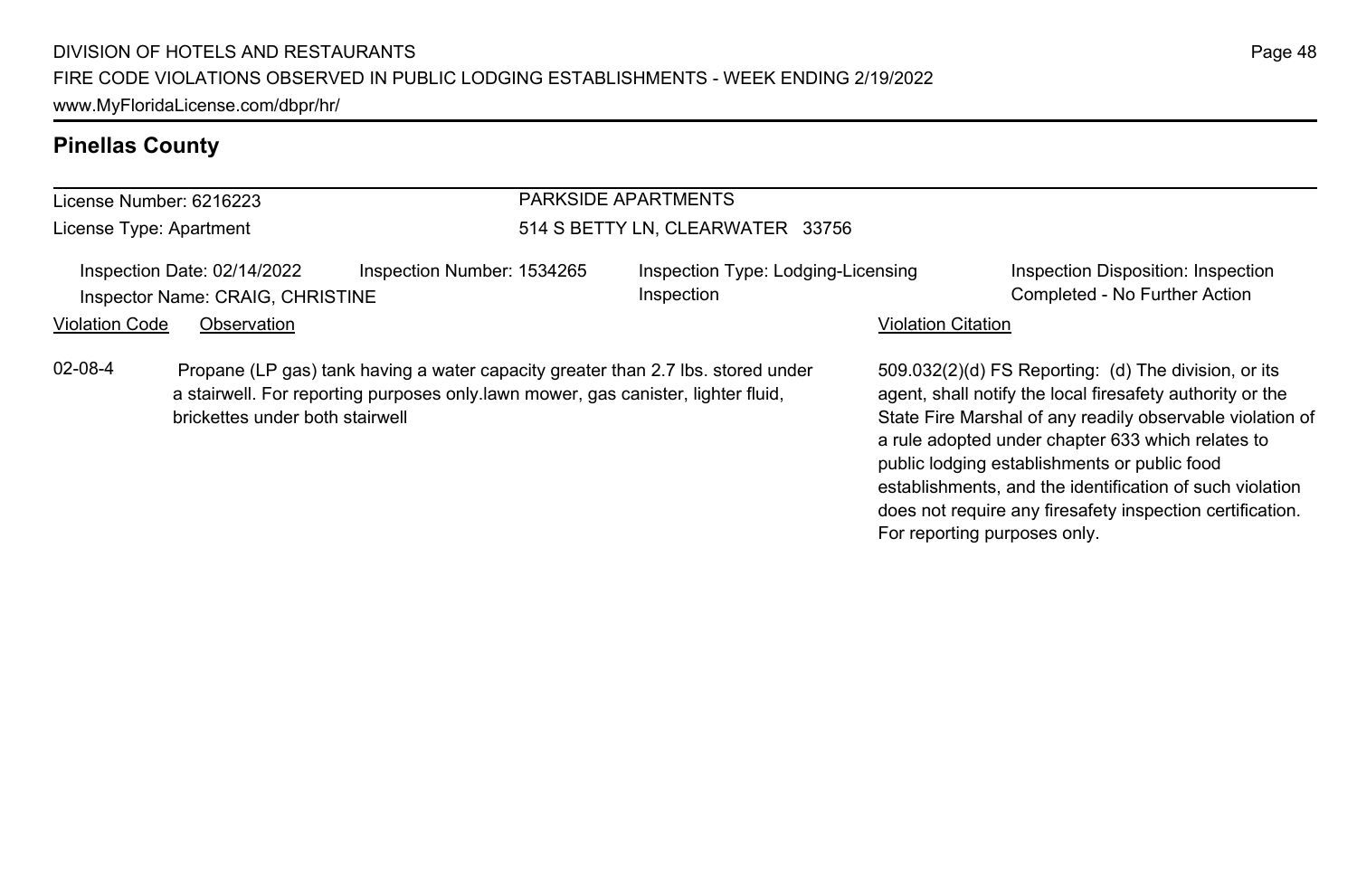## Pinellas County

License Number: 6216223

License Type: Apartment

PARKSIDE APARTMENTS

514 S BETTY LN, CLEARWATER 33756

Inspection Date: 02/14/2022

Inspector Name: CRAIG, CHRISTINE

Inspection Number: 1534265

Inspection Type: Lodging-Licensing Inspection

Inspection Disposition: Inspection Completed - No Further Action

| Violation Code | Observation | Violation Citation |
| --- | --- | --- |
| 02-08-4 | Propane (LP gas) tank having a water capacity greater than 2.7 lbs. stored under a stairwell. For reporting purposes only.lawn mower, gas canister, lighter fluid, brickettes under both stairwell | 509.032(2)(d) FS Reporting: (d) The division, or its agent, shall notify the local firesafety authority or the State Fire Marshal of any readily observable violation of a rule adopted under chapter 633 which relates to public lodging establishments or public food establishments, and the identification of such violation does not require any firesafety inspection certification. For reporting purposes only. |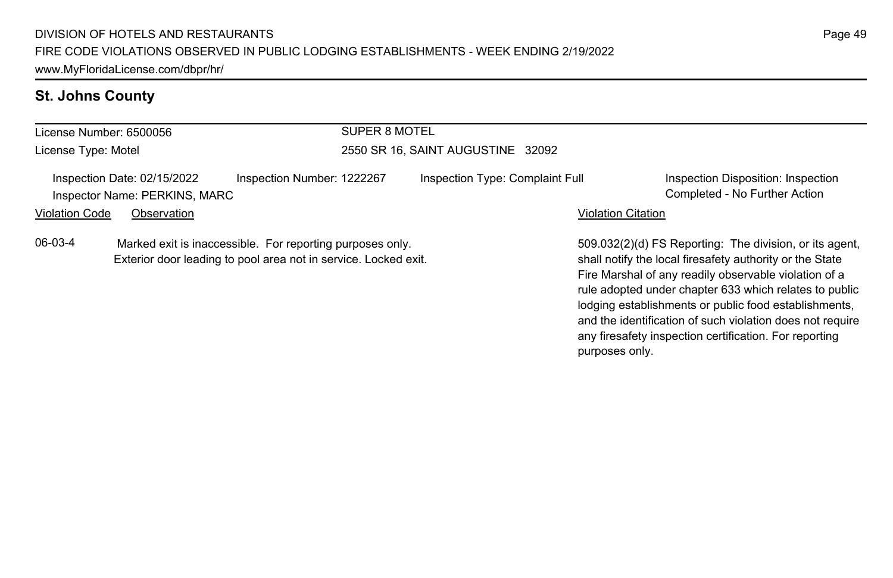## St. Johns County

| License Number: 6500056 | SUPER 8 MOTEL |
| --- | --- |
| License Type: Motel | 2550 SR 16, SAINT AUGUSTINE 32092 |

Inspection Date: 02/15/2022 | Inspection Number: 1222267 | Inspection Type: Complaint Full | Inspection Disposition: Inspection Completed - No Further Action

Inspector Name: PERKINS, MARC

| Violation Code | Observation | Violation Citation |
| --- | --- | --- |
| 06-03-4 | Marked exit is inaccessible. For reporting purposes only. Exterior door leading to pool area not in service. Locked exit. | 509.032(2)(d) FS Reporting: The division, or its agent, shall notify the local firesafety authority or the State Fire Marshal of any readily observable violation of a rule adopted under chapter 633 which relates to public lodging establishments or public food establishments, and the identification of such violation does not require any firesafety inspection certification. For reporting purposes only. |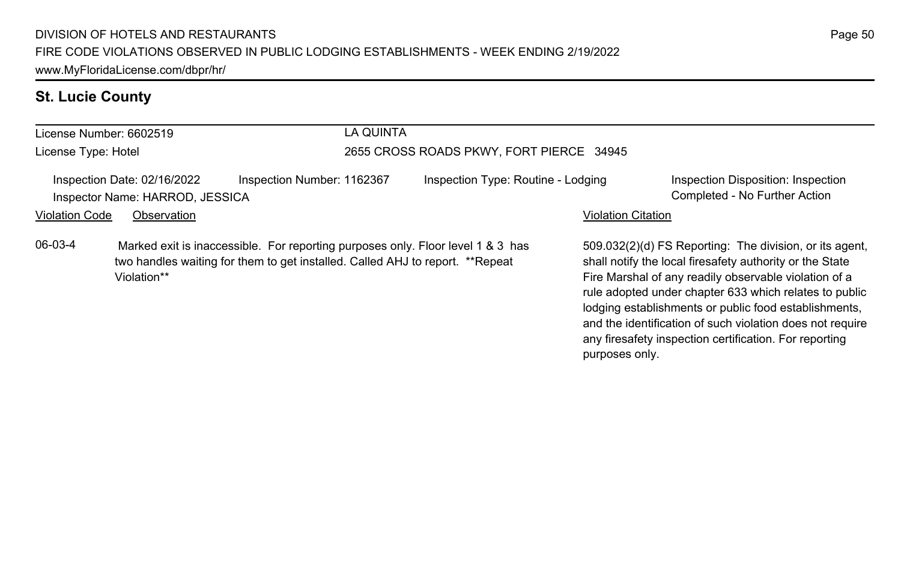## St. Lucie County

License Number: 6602519 — LA QUINTA

License Type: Hotel — 2655 CROSS ROADS PKWY, FORT PIERCE 34945

Inspection Date: 02/16/2022 | Inspection Number: 1162367 | Inspection Type: Routine - Lodging | Inspection Disposition: Inspection Completed - No Further Action

Inspector Name: HARROD, JESSICA

| Violation Code | Observation | Violation Citation |
| --- | --- | --- |
| 06-03-4 | Marked exit is inaccessible. For reporting purposes only. Floor level 1 & 3 has two handles waiting for them to get installed. Called AHJ to report. **Repeat Violation** | 509.032(2)(d) FS Reporting: The division, or its agent, shall notify the local firesafety authority or the State Fire Marshal of any readily observable violation of a rule adopted under chapter 633 which relates to public lodging establishments or public food establishments, and the identification of such violation does not require any firesafety inspection certification. For reporting purposes only. |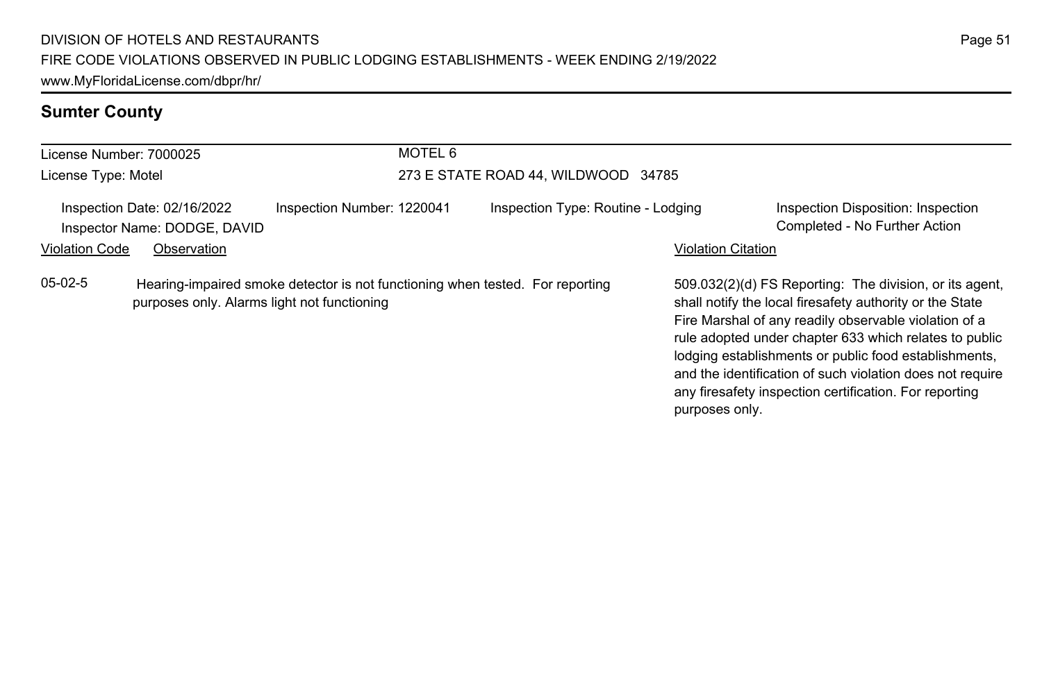## Sumter County

| License Number: 7000025 | MOTEL 6 |
|---|---|
| License Type: Motel | 273 E STATE ROAD 44, WILDWOOD 34785 |

Inspection Date: 02/16/2022 | Inspection Number: 1220041 | Inspection Type: Routine - Lodging | Inspection Disposition: Inspection Completed - No Further Action

Inspector Name: DODGE, DAVID

| Violation Code | Observation | Violation Citation |
|---|---|---|
| 05-02-5 | Hearing-impaired smoke detector is not functioning when tested. For reporting purposes only. Alarms light not functioning | 509.032(2)(d) FS Reporting: The division, or its agent, shall notify the local firesafety authority or the State Fire Marshal of any readily observable violation of a rule adopted under chapter 633 which relates to public lodging establishments or public food establishments, and the identification of such violation does not require any firesafety inspection certification. For reporting purposes only. |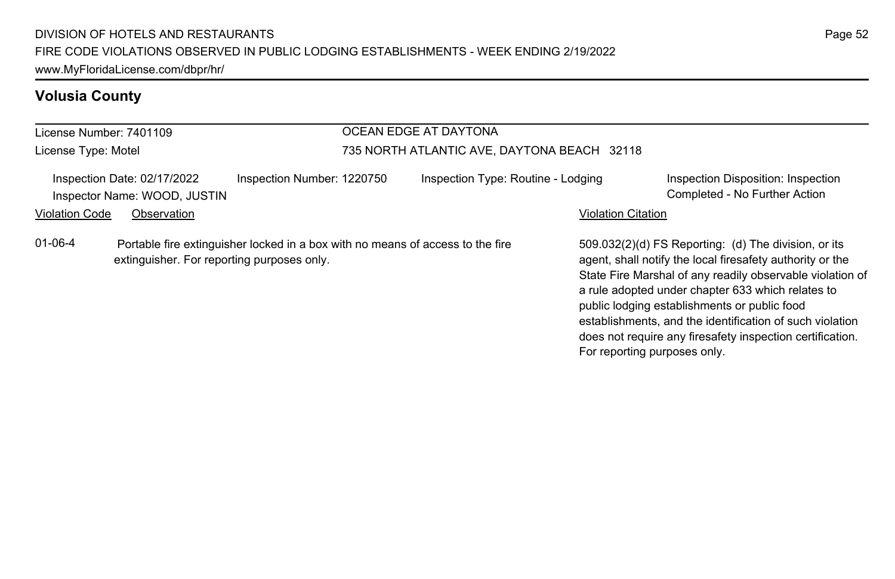## Volusia County

License Number: 7401109

License Type: Motel

OCEAN EDGE AT DAYTONA

735 NORTH ATLANTIC AVE, DAYTONA BEACH 32118

Inspection Date: 02/17/2022

Inspector Name: WOOD, JUSTIN

Inspection Number: 1220750

Inspection Type: Routine - Lodging

Inspection Disposition: Inspection Completed - No Further Action

| Violation Code | Observation | Violation Citation |
|---|---|---|
| 01-06-4 | Portable fire extinguisher locked in a box with no means of access to the fire extinguisher. For reporting purposes only. | 509.032(2)(d) FS Reporting: (d) The division, or its agent, shall notify the local firesafety authority or the State Fire Marshal of any readily observable violation of a rule adopted under chapter 633 which relates to public lodging establishments or public food establishments, and the identification of such violation does not require any firesafety inspection certification. For reporting purposes only. |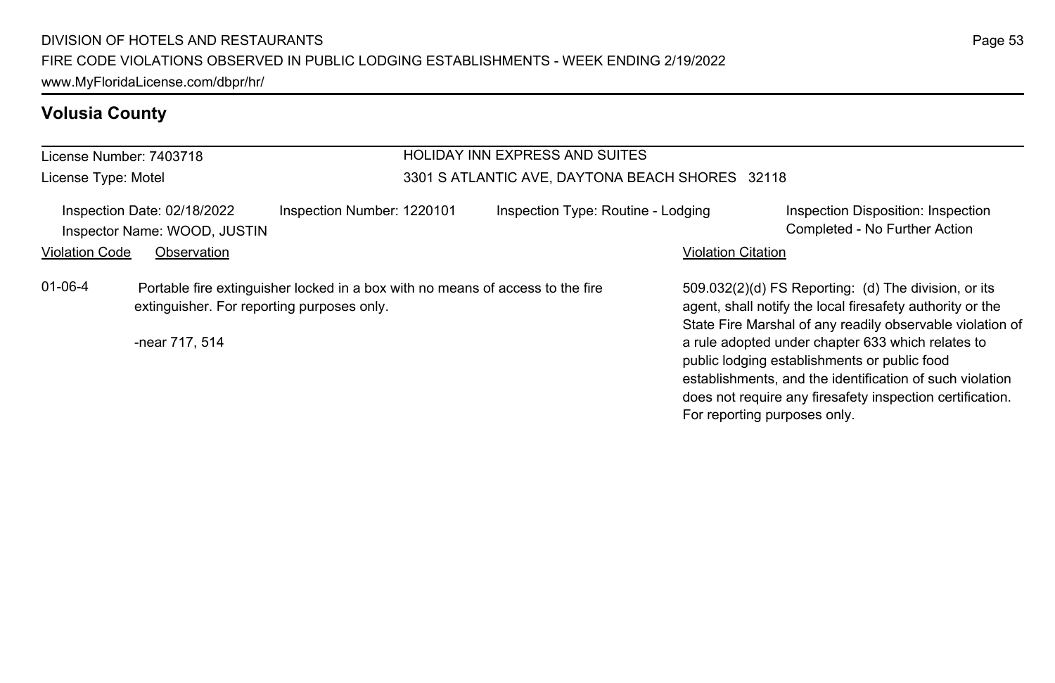## Volusia County

**License Number:** 7403718
**License Type:** Motel

**HOLIDAY INN EXPRESS AND SUITES**
3301 S ATLANTIC AVE, DAYTONA BEACH SHORES 32118

Inspection Date: 02/18/2022
Inspector Name: WOOD, JUSTIN
Inspection Number: 1220101
Inspection Type: Routine - Lodging
Inspection Disposition: Inspection Completed - No Further Action

| Violation Code | Observation | Violation Citation |
| --- | --- | --- |
| 01-06-4 | Portable fire extinguisher locked in a box with no means of access to the fire extinguisher. For reporting purposes only.<br><br>-near 717, 514 | 509.032(2)(d) FS Reporting: (d) The division, or its agent, shall notify the local firesafety authority or the State Fire Marshal of any readily observable violation of a rule adopted under chapter 633 which relates to public lodging establishments or public food establishments, and the identification of such violation does not require any firesafety inspection certification. For reporting purposes only. |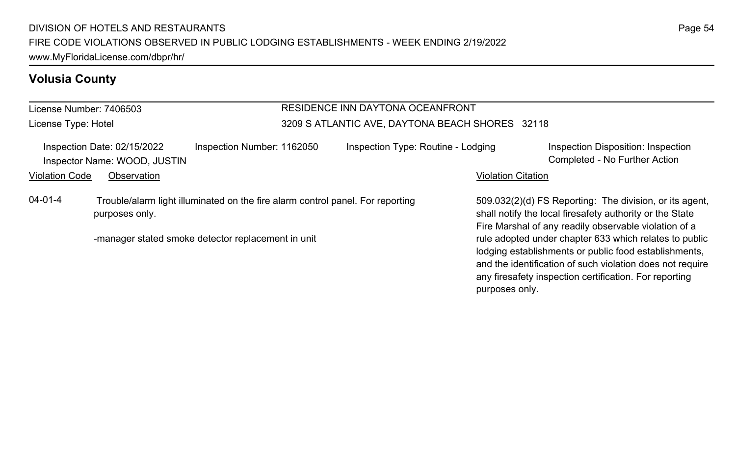## Volusia County

License Number: 7406503
License Type: Hotel

RESIDENCE INN DAYTONA OCEANFRONT
3209 S ATLANTIC AVE, DAYTONA BEACH SHORES 32118

Inspection Date: 02/15/2022
Inspector Name: WOOD, JUSTIN
Inspection Number: 1162050
Inspection Type: Routine - Lodging
Inspection Disposition: Inspection Completed - No Further Action

| Violation Code | Observation | Violation Citation |
|---|---|---|
| 04-01-4 | Trouble/alarm light illuminated on the fire alarm control panel. For reporting purposes only.<br><br>-manager stated smoke detector replacement in unit | 509.032(2)(d) FS Reporting: The division, or its agent, shall notify the local firesafety authority or the State Fire Marshal of any readily observable violation of a rule adopted under chapter 633 which relates to public lodging establishments or public food establishments, and the identification of such violation does not require any firesafety inspection certification. For reporting purposes only. |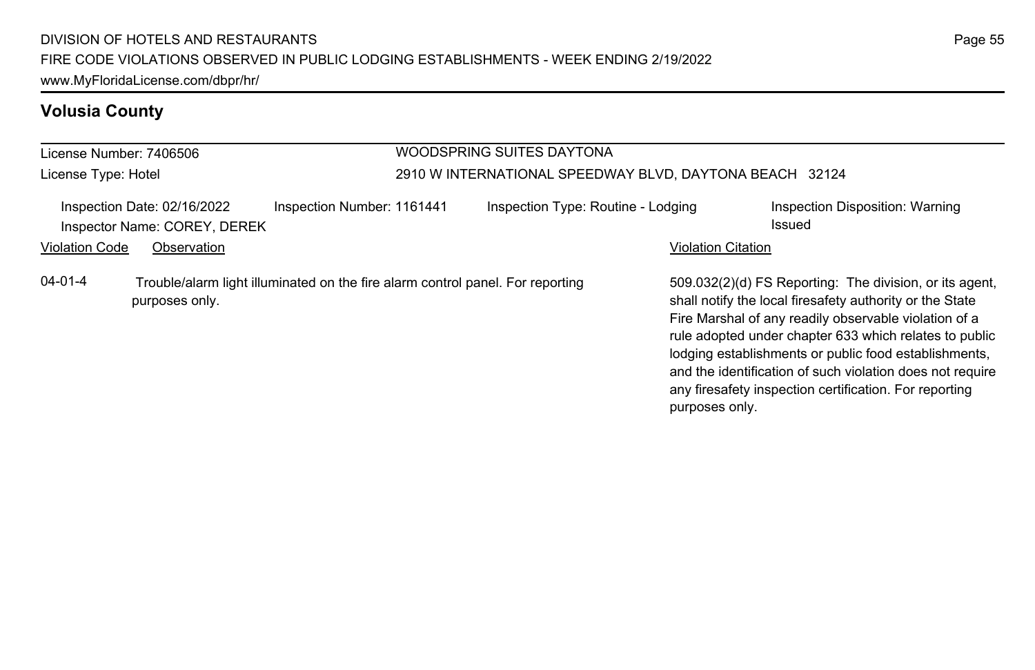## Volusia County

License Number: 7406506
License Type: Hotel

WOODSPRING SUITES DAYTONA
2910 W INTERNATIONAL SPEEDWAY BLVD, DAYTONA BEACH 32124

Inspection Date: 02/16/2022
Inspector Name: COREY, DEREK
Inspection Number: 1161441
Inspection Type: Routine - Lodging
Inspection Disposition: Warning Issued

| Violation Code | Observation | Violation Citation |
| --- | --- | --- |
| 04-01-4 | Trouble/alarm light illuminated on the fire alarm control panel. For reporting purposes only. | 509.032(2)(d) FS Reporting: The division, or its agent, shall notify the local firesafety authority or the State Fire Marshal of any readily observable violation of a rule adopted under chapter 633 which relates to public lodging establishments or public food establishments, and the identification of such violation does not require any firesafety inspection certification. For reporting purposes only. |